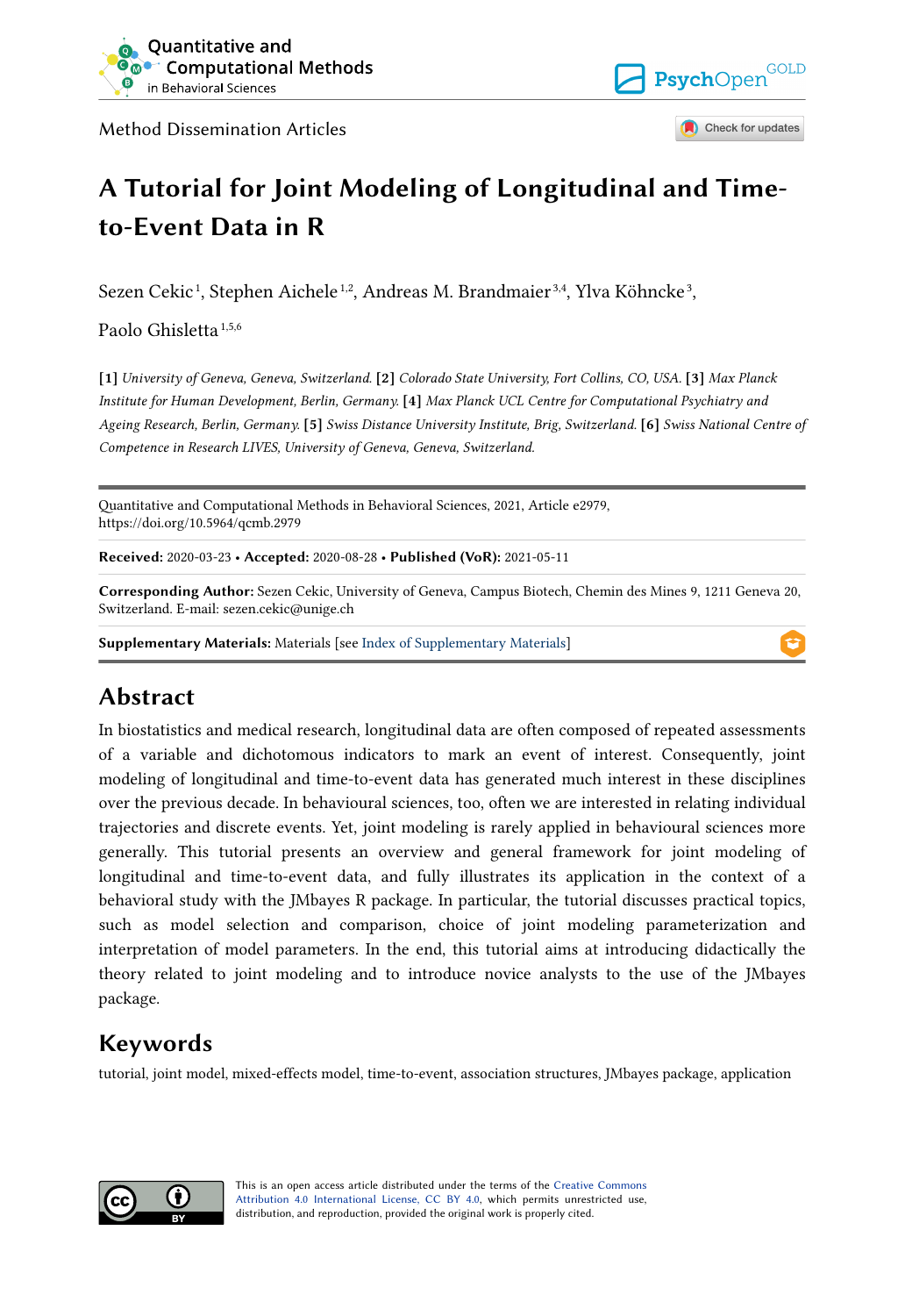Method Dissemination Articles

# A Tutorial for Joint Modeling of Longitudinal and Time-to-Event Data in R

Sezen Cekic [1], Stephen Aichele [1,2], Andreas M. Brandmaier [3,4], Ylva Köhncke [3], Paolo Ghisletta [1,5,6]

**[1]** *University of Geneva, Geneva, Switzerland.* **[2]** *Colorado State University, Fort Collins, CO, USA.* **[3]** *Max Planck Institute for Human Development, Berlin, Germany.* **[4]** *Max Planck UCL Centre for Computational Psychiatry and Ageing Research, Berlin, Germany.* **[5]** *Swiss Distance University Institute, Brig, Switzerland.* **[6]** *Swiss National Centre of Competence in Research LIVES, University of Geneva, Geneva, Switzerland.*

Quantitative and Computational Methods in Behavioral Sciences, 2021, Article e2979, https://doi.org/10.5964/qcmb.2979

**Received:** 2020-03-23 • **Accepted:** 2020-08-28 • **Published (VoR):** 2021-05-11

**Corresponding Author:** Sezen Cekic, University of Geneva, Campus Biotech, Chemin des Mines 9, 1211 Geneva 20, Switzerland. E-mail: sezen.cekic@unige.ch

**Supplementary Materials:** Materials [see Index of Supplementary Materials]

## Abstract

In biostatistics and medical research, longitudinal data are often composed of repeated assessments of a variable and dichotomous indicators to mark an event of interest. Consequently, joint modeling of longitudinal and time-to-event data has generated much interest in these disciplines over the previous decade. In behavioural sciences, too, often we are interested in relating individual trajectories and discrete events. Yet, joint modeling is rarely applied in behavioural sciences more generally. This tutorial presents an overview and general framework for joint modeling of longitudinal and time-to-event data, and fully illustrates its application in the context of a behavioral study with the JMbayes R package. In particular, the tutorial discusses practical topics, such as model selection and comparison, choice of joint modeling parameterization and interpretation of model parameters. In the end, this tutorial aims at introducing didactically the theory related to joint modeling and to introduce novice analysts to the use of the JMbayes package.

## Keywords

tutorial, joint model, mixed-effects model, time-to-event, association structures, JMbayes package, application

This is an open access article distributed under the terms of the Creative Commons Attribution 4.0 International License, CC BY 4.0, which permits unrestricted use, distribution, and reproduction, provided the original work is properly cited.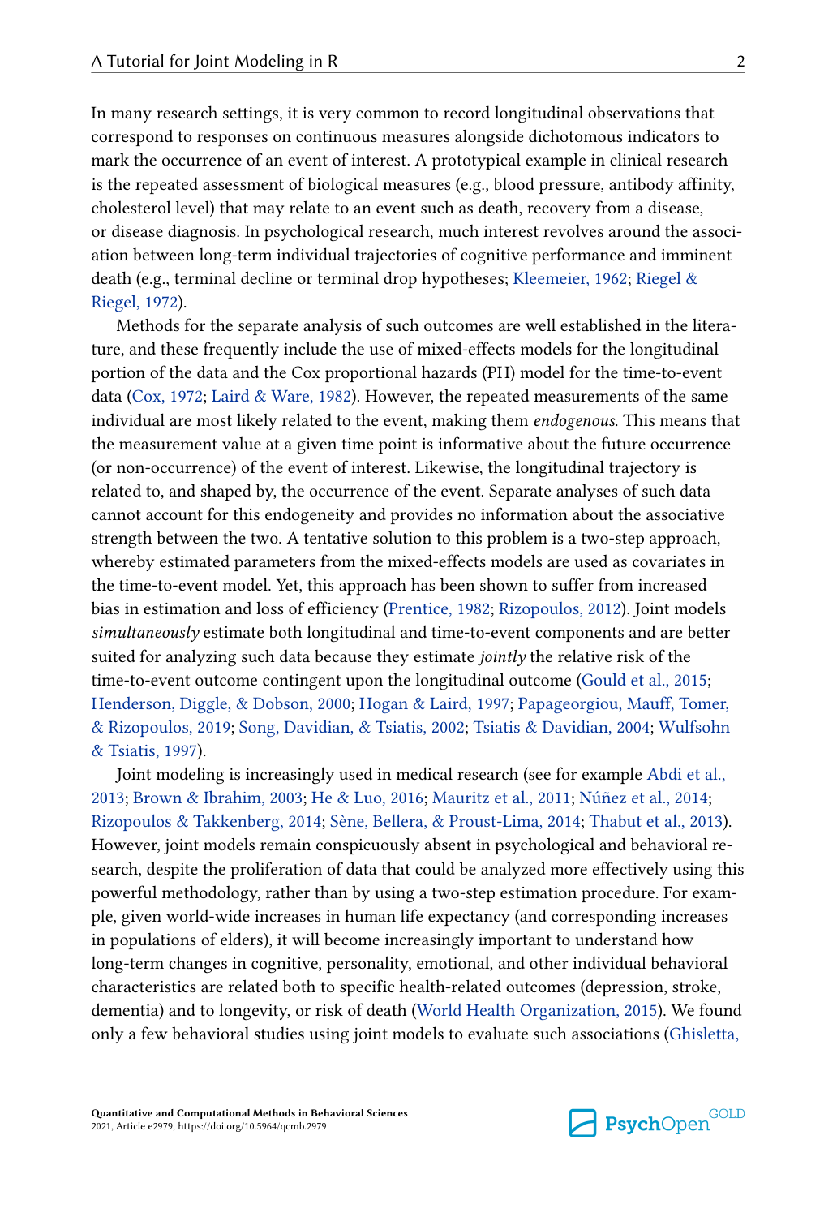In many research settings, it is very common to record longitudinal observations that correspond to responses on continuous measures alongside dichotomous indicators to mark the occurrence of an event of interest. A prototypical example in clinical research is the repeated assessment of biological measures (e.g., blood pressure, antibody affinity, cholesterol level) that may relate to an event such as death, recovery from a disease, or disease diagnosis. In psychological research, much interest revolves around the association between long-term individual trajectories of cognitive performance and imminent death (e.g., terminal decline or terminal drop hypotheses; Kleemeier, 1962; Riegel & Riegel, 1972).

Methods for the separate analysis of such outcomes are well established in the literature, and these frequently include the use of mixed-effects models for the longitudinal portion of the data and the Cox proportional hazards (PH) model for the time-to-event data (Cox, 1972; Laird & Ware, 1982). However, the repeated measurements of the same individual are most likely related to the event, making them *endogenous*. This means that the measurement value at a given time point is informative about the future occurrence (or non-occurrence) of the event of interest. Likewise, the longitudinal trajectory is related to, and shaped by, the occurrence of the event. Separate analyses of such data cannot account for this endogeneity and provides no information about the associative strength between the two. A tentative solution to this problem is a two-step approach, whereby estimated parameters from the mixed-effects models are used as covariates in the time-to-event model. Yet, this approach has been shown to suffer from increased bias in estimation and loss of efficiency (Prentice, 1982; Rizopoulos, 2012). Joint models *simultaneously* estimate both longitudinal and time-to-event components and are better suited for analyzing such data because they estimate *jointly* the relative risk of the time-to-event outcome contingent upon the longitudinal outcome (Gould et al., 2015; Henderson, Diggle, & Dobson, 2000; Hogan & Laird, 1997; Papageorgiou, Mauff, Tomer, & Rizopoulos, 2019; Song, Davidian, & Tsiatis, 2002; Tsiatis & Davidian, 2004; Wulfsohn & Tsiatis, 1997).

Joint modeling is increasingly used in medical research (see for example Abdi et al., 2013; Brown & Ibrahim, 2003; He & Luo, 2016; Mauritz et al., 2011; Núñez et al., 2014; Rizopoulos & Takkenberg, 2014; Sène, Bellera, & Proust-Lima, 2014; Thabut et al., 2013). However, joint models remain conspicuously absent in psychological and behavioral research, despite the proliferation of data that could be analyzed more effectively using this powerful methodology, rather than by using a two-step estimation procedure. For example, given world-wide increases in human life expectancy (and corresponding increases in populations of elders), it will become increasingly important to understand how long-term changes in cognitive, personality, emotional, and other individual behavioral characteristics are related both to specific health-related outcomes (depression, stroke, dementia) and to longevity, or risk of death (World Health Organization, 2015). We found only a few behavioral studies using joint models to evaluate such associations (Ghisletta,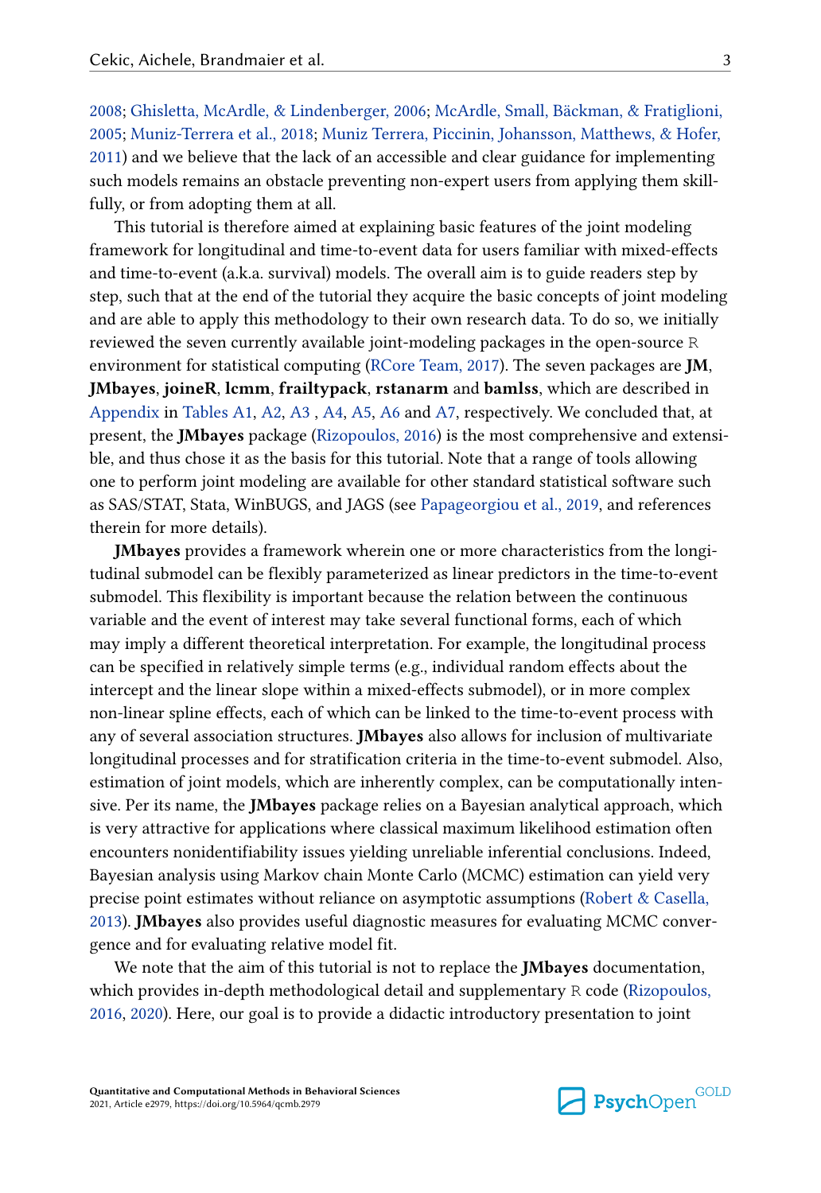2008; Ghisletta, McArdle, & Lindenberger, 2006; McArdle, Small, Bäckman, & Fratiglioni, 2005; Muniz-Terrera et al., 2018; Muniz Terrera, Piccinin, Johansson, Matthews, & Hofer, 2011) and we believe that the lack of an accessible and clear guidance for implementing such models remains an obstacle preventing non-expert users from applying them skillfully, or from adopting them at all.

This tutorial is therefore aimed at explaining basic features of the joint modeling framework for longitudinal and time-to-event data for users familiar with mixed-effects and time-to-event (a.k.a. survival) models. The overall aim is to guide readers step by step, such that at the end of the tutorial they acquire the basic concepts of joint modeling and are able to apply this methodology to their own research data. To do so, we initially reviewed the seven currently available joint-modeling packages in the open-source R environment for statistical computing (RCore Team, 2017). The seven packages are **JM**, **JMbayes**, **joineR**, **lcmm**, **frailtypack**, **rstanarm** and **bamlss**, which are described in Appendix in Tables A1, A2, A3 , A4, A5, A6 and A7, respectively. We concluded that, at present, the **JMbayes** package (Rizopoulos, 2016) is the most comprehensive and extensible, and thus chose it as the basis for this tutorial. Note that a range of tools allowing one to perform joint modeling are available for other standard statistical software such as SAS/STAT, Stata, WinBUGS, and JAGS (see Papageorgiou et al., 2019, and references therein for more details).

**JMbayes** provides a framework wherein one or more characteristics from the longitudinal submodel can be flexibly parameterized as linear predictors in the time-to-event submodel. This flexibility is important because the relation between the continuous variable and the event of interest may take several functional forms, each of which may imply a different theoretical interpretation. For example, the longitudinal process can be specified in relatively simple terms (e.g., individual random effects about the intercept and the linear slope within a mixed-effects submodel), or in more complex non-linear spline effects, each of which can be linked to the time-to-event process with any of several association structures. **JMbayes** also allows for inclusion of multivariate longitudinal processes and for stratification criteria in the time-to-event submodel. Also, estimation of joint models, which are inherently complex, can be computationally intensive. Per its name, the **JMbayes** package relies on a Bayesian analytical approach, which is very attractive for applications where classical maximum likelihood estimation often encounters nonidentifiability issues yielding unreliable inferential conclusions. Indeed, Bayesian analysis using Markov chain Monte Carlo (MCMC) estimation can yield very precise point estimates without reliance on asymptotic assumptions (Robert & Casella, 2013). **JMbayes** also provides useful diagnostic measures for evaluating MCMC convergence and for evaluating relative model fit.

We note that the aim of this tutorial is not to replace the **JMbayes** documentation, which provides in-depth methodological detail and supplementary R code (Rizopoulos, 2016, 2020). Here, our goal is to provide a didactic introductory presentation to joint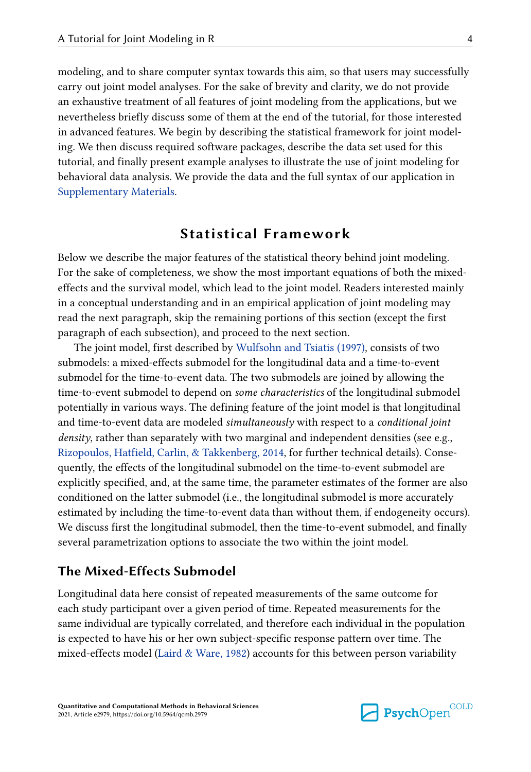modeling, and to share computer syntax towards this aim, so that users may successfully carry out joint model analyses. For the sake of brevity and clarity, we do not provide an exhaustive treatment of all features of joint modeling from the applications, but we nevertheless briefly discuss some of them at the end of the tutorial, for those interested in advanced features. We begin by describing the statistical framework for joint modeling. We then discuss required software packages, describe the data set used for this tutorial, and finally present example analyses to illustrate the use of joint modeling for behavioral data analysis. We provide the data and the full syntax of our application in Supplementary Materials.

# Statistical Framework

Below we describe the major features of the statistical theory behind joint modeling. For the sake of completeness, we show the most important equations of both the mixed-effects and the survival model, which lead to the joint model. Readers interested mainly in a conceptual understanding and in an empirical application of joint modeling may read the next paragraph, skip the remaining portions of this section (except the first paragraph of each subsection), and proceed to the next section.

The joint model, first described by Wulfsohn and Tsiatis (1997), consists of two submodels: a mixed-effects submodel for the longitudinal data and a time-to-event submodel for the time-to-event data. The two submodels are joined by allowing the time-to-event submodel to depend on *some characteristics* of the longitudinal submodel potentially in various ways. The defining feature of the joint model is that longitudinal and time-to-event data are modeled *simultaneously* with respect to a *conditional joint density*, rather than separately with two marginal and independent densities (see e.g., Rizopoulos, Hatfield, Carlin, & Takkenberg, 2014, for further technical details). Consequently, the effects of the longitudinal submodel on the time-to-event submodel are explicitly specified, and, at the same time, the parameter estimates of the former are also conditioned on the latter submodel (i.e., the longitudinal submodel is more accurately estimated by including the time-to-event data than without them, if endogeneity occurs). We discuss first the longitudinal submodel, then the time-to-event submodel, and finally several parametrization options to associate the two within the joint model.

## The Mixed-Effects Submodel

Longitudinal data here consist of repeated measurements of the same outcome for each study participant over a given period of time. Repeated measurements for the same individual are typically correlated, and therefore each individual in the population is expected to have his or her own subject-specific response pattern over time. The mixed-effects model (Laird & Ware, 1982) accounts for this between person variability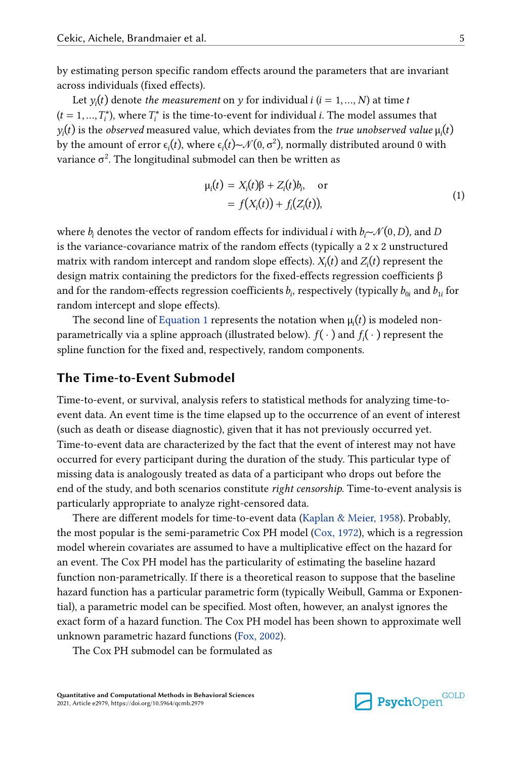by estimating person specific random effects around the parameters that are invariant across individuals (fixed effects).

Let $y_i(t)$ denote *the measurement* on $y$ for individual $i$ ($i = 1, \ldots, N$) at time $t$ ($t = 1, \ldots, T_i^*$), where $T_i^*$ is the time-to-event for individual $i$. The model assumes that $y_i(t)$ is the *observed* measured value, which deviates from the *true unobserved value* $\mu_i(t)$ by the amount of error $\epsilon_i(t)$, where $\epsilon_i(t) \sim \mathcal{N}(0, \sigma^2)$, normally distributed around 0 with variance $\sigma^2$. The longitudinal submodel can then be written as

$$\begin{aligned} \mu_i(t) &= X_i(t)\beta + Z_i(t)b_i, \quad \text{or} \\ &= f(X_i(t)) + f_i(Z_i(t)), \end{aligned} \tag{1}$$

where $b_i$ denotes the vector of random effects for individual $i$ with $b_i \sim \mathcal{N}(0, D)$, and $D$ is the variance-covariance matrix of the random effects (typically a 2 x 2 unstructured matrix with random intercept and random slope effects). $X_i(t)$ and $Z_i(t)$ represent the design matrix containing the predictors for the fixed-effects regression coefficients $\beta$ and for the random-effects regression coefficients $b_i$, respectively (typically $b_{0i}$ and $b_{1i}$ for random intercept and slope effects).

The second line of Equation 1 represents the notation when $\mu_i(t)$ is modeled non-parametrically via a spline approach (illustrated below). $f(\cdot)$ and $f_i(\cdot)$ represent the spline function for the fixed and, respectively, random components.

## The Time-to-Event Submodel

Time-to-event, or survival, analysis refers to statistical methods for analyzing time-to-event data. An event time is the time elapsed up to the occurrence of an event of interest (such as death or disease diagnostic), given that it has not previously occurred yet. Time-to-event data are characterized by the fact that the event of interest may not have occurred for every participant during the duration of the study. This particular type of missing data is analogously treated as data of a participant who drops out before the end of the study, and both scenarios constitute *right censorship*. Time-to-event analysis is particularly appropriate to analyze right-censored data.

There are different models for time-to-event data (Kaplan & Meier, 1958). Probably, the most popular is the semi-parametric Cox PH model (Cox, 1972), which is a regression model wherein covariates are assumed to have a multiplicative effect on the hazard for an event. The Cox PH model has the particularity of estimating the baseline hazard function non-parametrically. If there is a theoretical reason to suppose that the baseline hazard function has a particular parametric form (typically Weibull, Gamma or Exponential), a parametric model can be specified. Most often, however, an analyst ignores the exact form of a hazard function. The Cox PH model has been shown to approximate well unknown parametric hazard functions (Fox, 2002).

The Cox PH submodel can be formulated as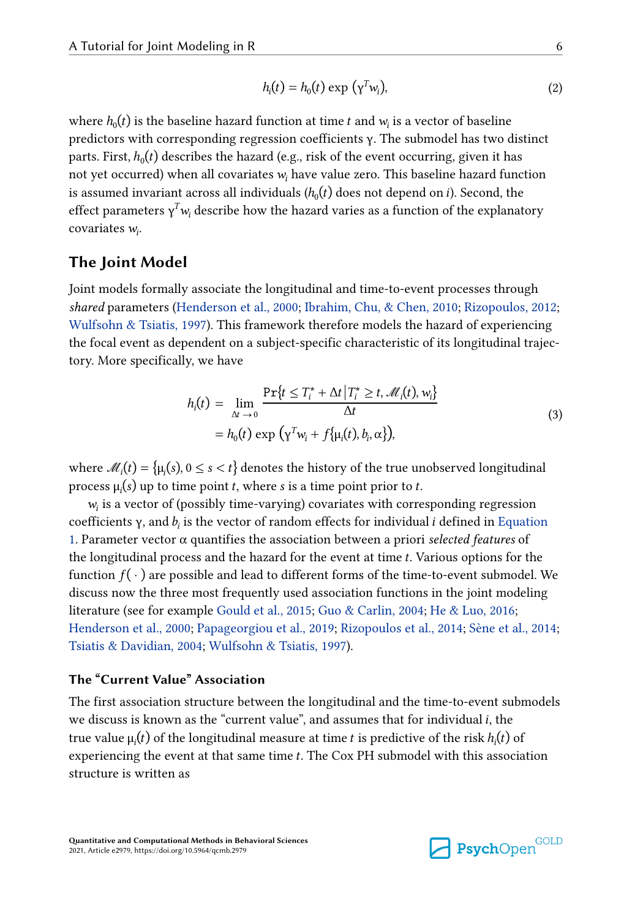$$h_i(t) = h_0(t) \exp\left(\gamma^T w_i\right), \tag{2}$$

where $h_0(t)$ is the baseline hazard function at time $t$ and $w_i$ is a vector of baseline predictors with corresponding regression coefficients $\gamma$. The submodel has two distinct parts. First, $h_0(t)$ describes the hazard (e.g., risk of the event occurring, given it has not yet occurred) when all covariates $w_i$ have value zero. This baseline hazard function is assumed invariant across all individuals ($h_0(t)$ does not depend on $i$). Second, the effect parameters $\gamma^T w_i$ describe how the hazard varies as a function of the explanatory covariates $w_i$.

## The Joint Model

Joint models formally associate the longitudinal and time-to-event processes through *shared* parameters (Henderson et al., 2000; Ibrahim, Chu, & Chen, 2010; Rizopoulos, 2012; Wulfsohn & Tsiatis, 1997). This framework therefore models the hazard of experiencing the focal event as dependent on a subject-specific characteristic of its longitudinal trajectory. More specifically, we have

$$\begin{aligned} h_i(t) &= \lim_{\Delta t \to 0} \frac{\Pr\{t \leq T_i^* + \Delta t \,|\, T_i^* \geq t, \mathcal{M}_i(t), w_i\}}{\Delta t} \\ &= h_0(t) \exp\left(\gamma^T w_i + f\{\mu_i(t), b_i, \alpha\}\right), \end{aligned} \tag{3}$$

where $\mathcal{M}_i(t) = \{\mu_i(s), 0 \leq s < t\}$ denotes the history of the true unobserved longitudinal process $\mu_i(s)$ up to time point $t$, where $s$ is a time point prior to $t$.

$w_i$ is a vector of (possibly time-varying) covariates with corresponding regression coefficients $\gamma$, and $b_i$ is the vector of random effects for individual $i$ defined in Equation 1. Parameter vector $\alpha$ quantifies the association between a priori *selected features* of the longitudinal process and the hazard for the event at time $t$. Various options for the function $f(\cdot)$ are possible and lead to different forms of the time-to-event submodel. We discuss now the three most frequently used association functions in the joint modeling literature (see for example Gould et al., 2015; Guo & Carlin, 2004; He & Luo, 2016; Henderson et al., 2000; Papageorgiou et al., 2019; Rizopoulos et al., 2014; Sène et al., 2014; Tsiatis & Davidian, 2004; Wulfsohn & Tsiatis, 1997).

### The "Current Value" Association

The first association structure between the longitudinal and the time-to-event submodels we discuss is known as the "current value", and assumes that for individual $i$, the true value $\mu_i(t)$ of the longitudinal measure at time $t$ is predictive of the risk $h_i(t)$ of experiencing the event at that same time $t$. The Cox PH submodel with this association structure is written as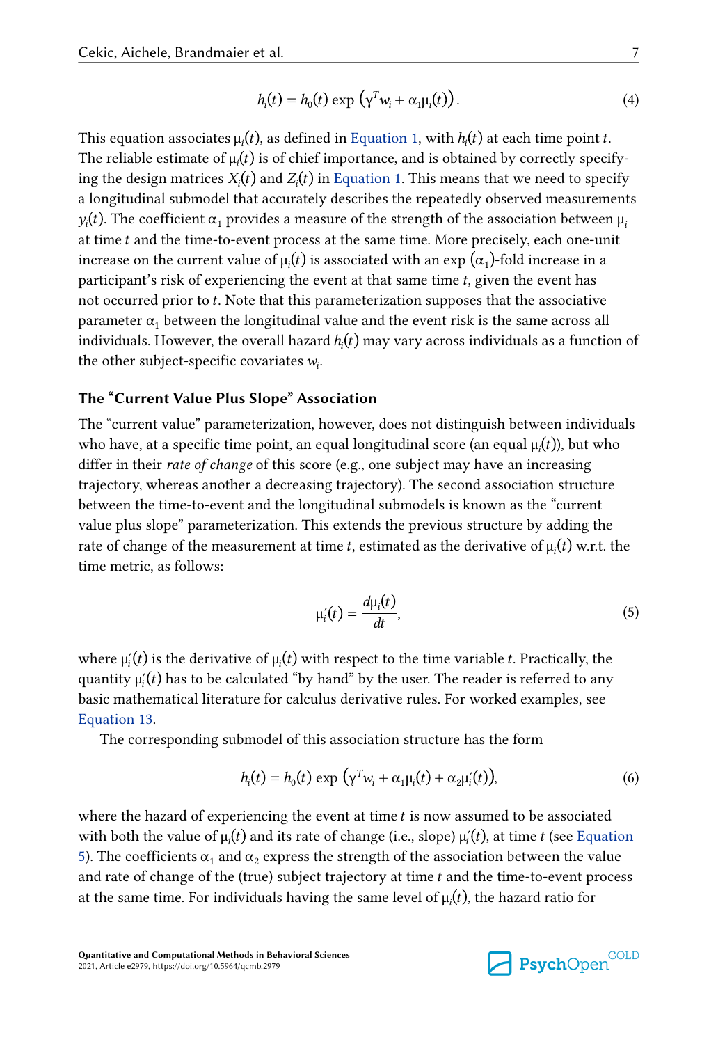$$h_i(t) = h_0(t) \exp\left(\gamma^T w_i + \alpha_1 \mu_i(t)\right). \tag{4}$$

This equation associates $\mu_i(t)$, as defined in Equation 1, with $h_i(t)$ at each time point $t$. The reliable estimate of $\mu_i(t)$ is of chief importance, and is obtained by correctly specifying the design matrices $X_i(t)$ and $Z_i(t)$ in Equation 1. This means that we need to specify a longitudinal submodel that accurately describes the repeatedly observed measurements $y_i(t)$. The coefficient $\alpha_1$ provides a measure of the strength of the association between $\mu_i$ at time $t$ and the time-to-event process at the same time. More precisely, each one-unit increase on the current value of $\mu_i(t)$ is associated with an $\exp(\alpha_1)$-fold increase in a participant's risk of experiencing the event at that same time $t$, given the event has not occurred prior to $t$. Note that this parameterization supposes that the associative parameter $\alpha_1$ between the longitudinal value and the event risk is the same across all individuals. However, the overall hazard $h_i(t)$ may vary across individuals as a function of the other subject-specific covariates $w_i$.

### The "Current Value Plus Slope" Association

The "current value" parameterization, however, does not distinguish between individuals who have, at a specific time point, an equal longitudinal score (an equal $\mu_i(t)$), but who differ in their *rate of change* of this score (e.g., one subject may have an increasing trajectory, whereas another a decreasing trajectory). The second association structure between the time-to-event and the longitudinal submodels is known as the "current value plus slope" parameterization. This extends the previous structure by adding the rate of change of the measurement at time $t$, estimated as the derivative of $\mu_i(t)$ w.r.t. the time metric, as follows:

$$\mu_i'(t) = \frac{d\mu_i(t)}{dt}, \tag{5}$$

where $\mu_i'(t)$ is the derivative of $\mu_i(t)$ with respect to the time variable $t$. Practically, the quantity $\mu_i'(t)$ has to be calculated "by hand" by the user. The reader is referred to any basic mathematical literature for calculus derivative rules. For worked examples, see Equation 13.

The corresponding submodel of this association structure has the form

$$h_i(t) = h_0(t) \exp\left(\gamma^T w_i + \alpha_1 \mu_i(t) + \alpha_2 \mu_i'(t)\right), \tag{6}$$

where the hazard of experiencing the event at time $t$ is now assumed to be associated with both the value of $\mu_i(t)$ and its rate of change (i.e., slope) $\mu_i'(t)$, at time $t$ (see Equation 5). The coefficients $\alpha_1$ and $\alpha_2$ express the strength of the association between the value and rate of change of the (true) subject trajectory at time $t$ and the time-to-event process at the same time. For individuals having the same level of $\mu_i(t)$, the hazard ratio for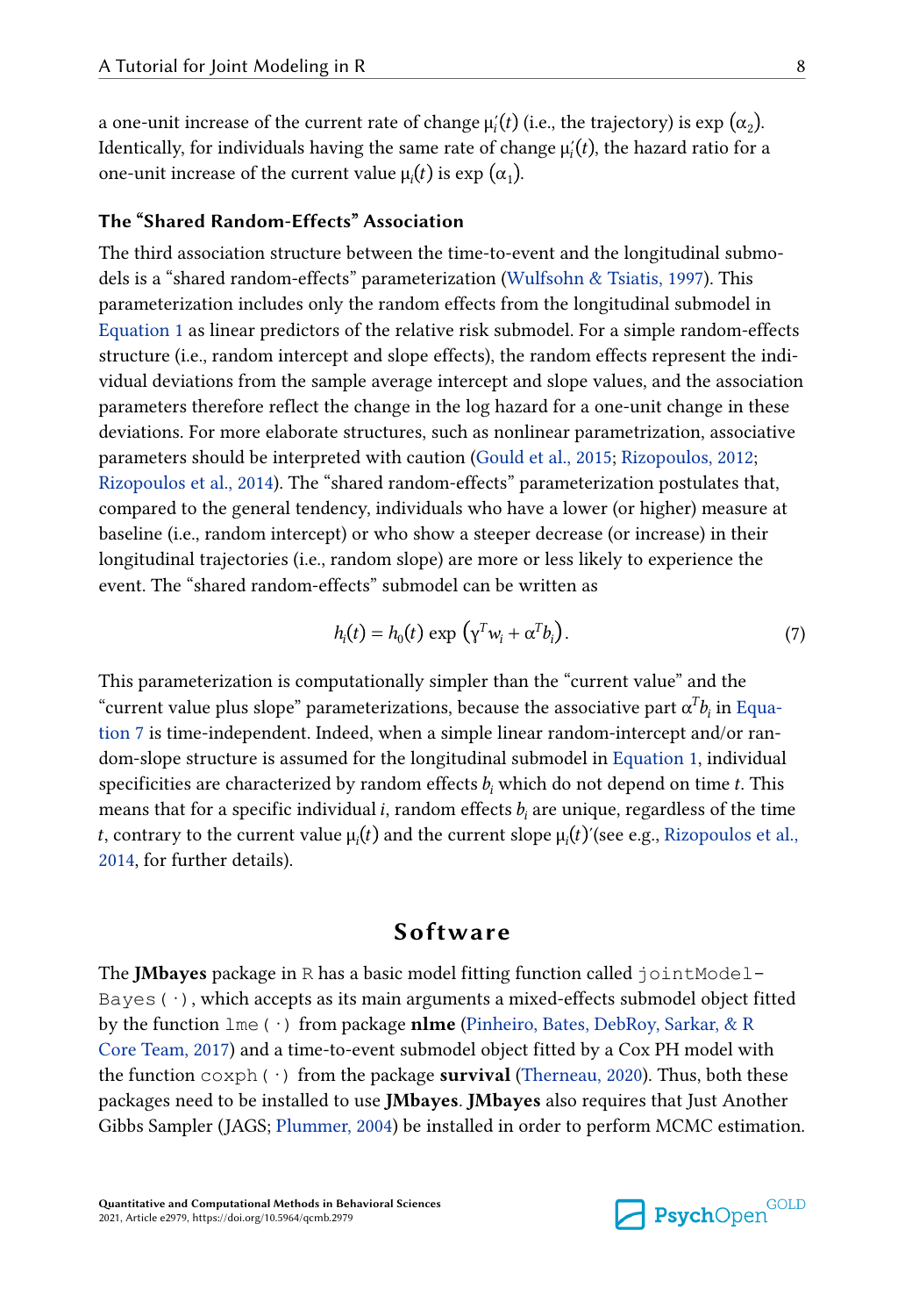a one-unit increase of the current rate of change $\mu_i'(t)$ (i.e., the trajectory) is $\exp(\alpha_2)$. Identically, for individuals having the same rate of change $\mu_i'(t)$, the hazard ratio for a one-unit increase of the current value $\mu_i(t)$ is $\exp(\alpha_1)$.

### The "Shared Random-Effects" Association

The third association structure between the time-to-event and the longitudinal submodels is a "shared random-effects" parameterization (Wulfsohn & Tsiatis, 1997). This parameterization includes only the random effects from the longitudinal submodel in Equation 1 as linear predictors of the relative risk submodel. For a simple random-effects structure (i.e., random intercept and slope effects), the random effects represent the individual deviations from the sample average intercept and slope values, and the association parameters therefore reflect the change in the log hazard for a one-unit change in these deviations. For more elaborate structures, such as nonlinear parametrization, associative parameters should be interpreted with caution (Gould et al., 2015; Rizopoulos, 2012; Rizopoulos et al., 2014). The "shared random-effects" parameterization postulates that, compared to the general tendency, individuals who have a lower (or higher) measure at baseline (i.e., random intercept) or who show a steeper decrease (or increase) in their longitudinal trajectories (i.e., random slope) are more or less likely to experience the event. The "shared random-effects" submodel can be written as

$$h_i(t) = h_0(t) \exp\left(\gamma^T w_i + \alpha^T b_i\right). \tag{7}$$

This parameterization is computationally simpler than the "current value" and the "current value plus slope" parameterizations, because the associative part $\alpha^T b_i$ in Equation 7 is time-independent. Indeed, when a simple linear random-intercept and/or random-slope structure is assumed for the longitudinal submodel in Equation 1, individual specificities are characterized by random effects $b_i$ which do not depend on time $t$. This means that for a specific individual $i$, random effects $b_i$ are unique, regardless of the time $t$, contrary to the current value $\mu_i(t)$ and the current slope $\mu_i(t)'$(see e.g., Rizopoulos et al., 2014, for further details).

## Software

The **JMbayes** package in R has a basic model fitting function called `jointModelBayes(·)`, which accepts as its main arguments a mixed-effects submodel object fitted by the function `lme(·)` from package **nlme** (Pinheiro, Bates, DebRoy, Sarkar, & R Core Team, 2017) and a time-to-event submodel object fitted by a Cox PH model with the function `coxph(·)` from the package **survival** (Therneau, 2020). Thus, both these packages need to be installed to use **JMbayes**. **JMbayes** also requires that Just Another Gibbs Sampler (JAGS; Plummer, 2004) be installed in order to perform MCMC estimation.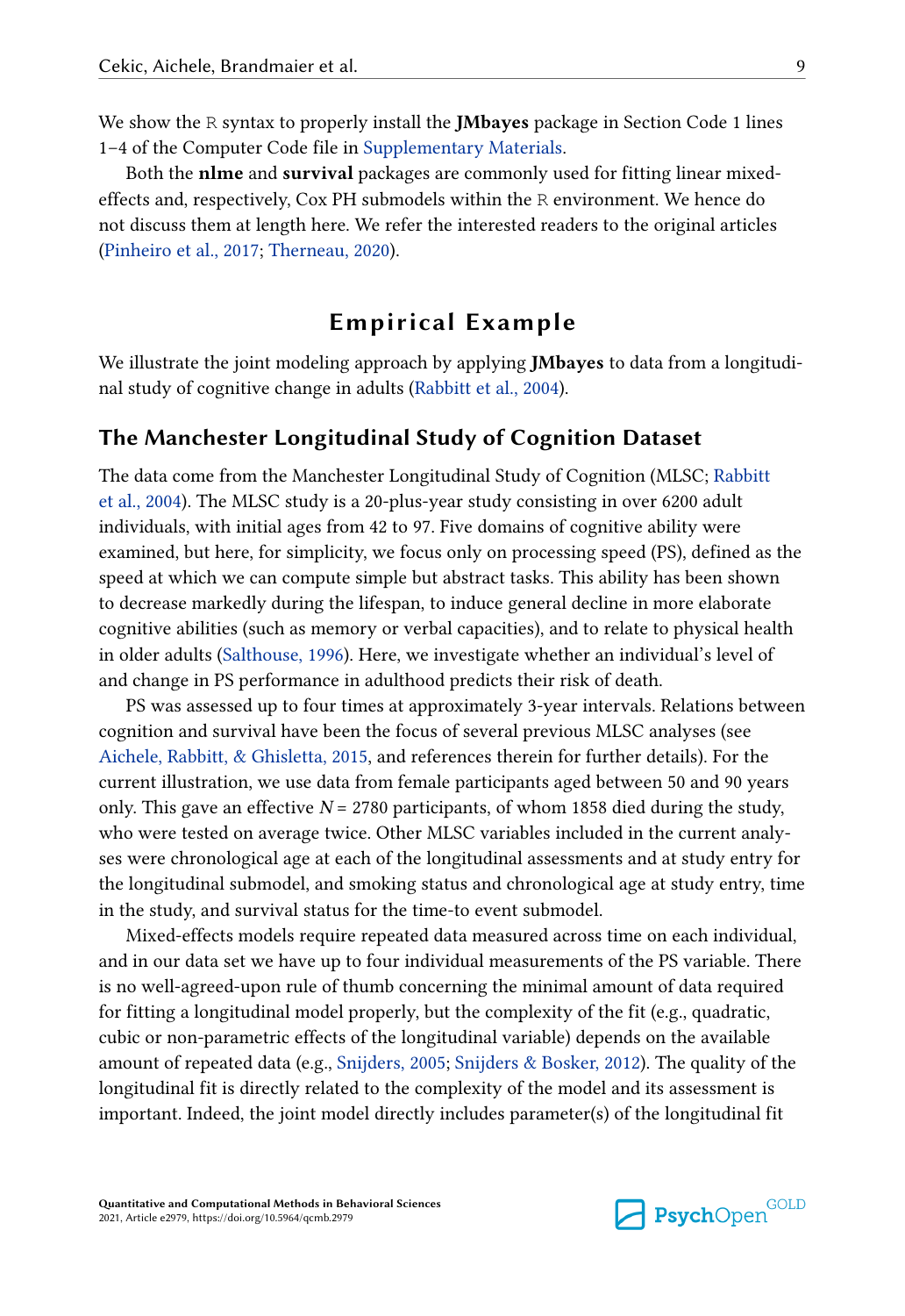We show the R syntax to properly install the **JMbayes** package in Section Code 1 lines 1–4 of the Computer Code file in Supplementary Materials.

Both the **nlme** and **survival** packages are commonly used for fitting linear mixed-effects and, respectively, Cox PH submodels within the R environment. We hence do not discuss them at length here. We refer the interested readers to the original articles (Pinheiro et al., 2017; Therneau, 2020).

# Empirical Example

We illustrate the joint modeling approach by applying **JMbayes** to data from a longitudinal study of cognitive change in adults (Rabbitt et al., 2004).

## The Manchester Longitudinal Study of Cognition Dataset

The data come from the Manchester Longitudinal Study of Cognition (MLSC; Rabbitt et al., 2004). The MLSC study is a 20-plus-year study consisting in over 6200 adult individuals, with initial ages from 42 to 97. Five domains of cognitive ability were examined, but here, for simplicity, we focus only on processing speed (PS), defined as the speed at which we can compute simple but abstract tasks. This ability has been shown to decrease markedly during the lifespan, to induce general decline in more elaborate cognitive abilities (such as memory or verbal capacities), and to relate to physical health in older adults (Salthouse, 1996). Here, we investigate whether an individual's level of and change in PS performance in adulthood predicts their risk of death.

PS was assessed up to four times at approximately 3-year intervals. Relations between cognition and survival have been the focus of several previous MLSC analyses (see Aichele, Rabbitt, & Ghisletta, 2015, and references therein for further details). For the current illustration, we use data from female participants aged between 50 and 90 years only. This gave an effective $N = 2780$ participants, of whom 1858 died during the study, who were tested on average twice. Other MLSC variables included in the current analyses were chronological age at each of the longitudinal assessments and at study entry for the longitudinal submodel, and smoking status and chronological age at study entry, time in the study, and survival status for the time-to event submodel.

Mixed-effects models require repeated data measured across time on each individual, and in our data set we have up to four individual measurements of the PS variable. There is no well-agreed-upon rule of thumb concerning the minimal amount of data required for fitting a longitudinal model properly, but the complexity of the fit (e.g., quadratic, cubic or non-parametric effects of the longitudinal variable) depends on the available amount of repeated data (e.g., Snijders, 2005; Snijders & Bosker, 2012). The quality of the longitudinal fit is directly related to the complexity of the model and its assessment is important. Indeed, the joint model directly includes parameter(s) of the longitudinal fit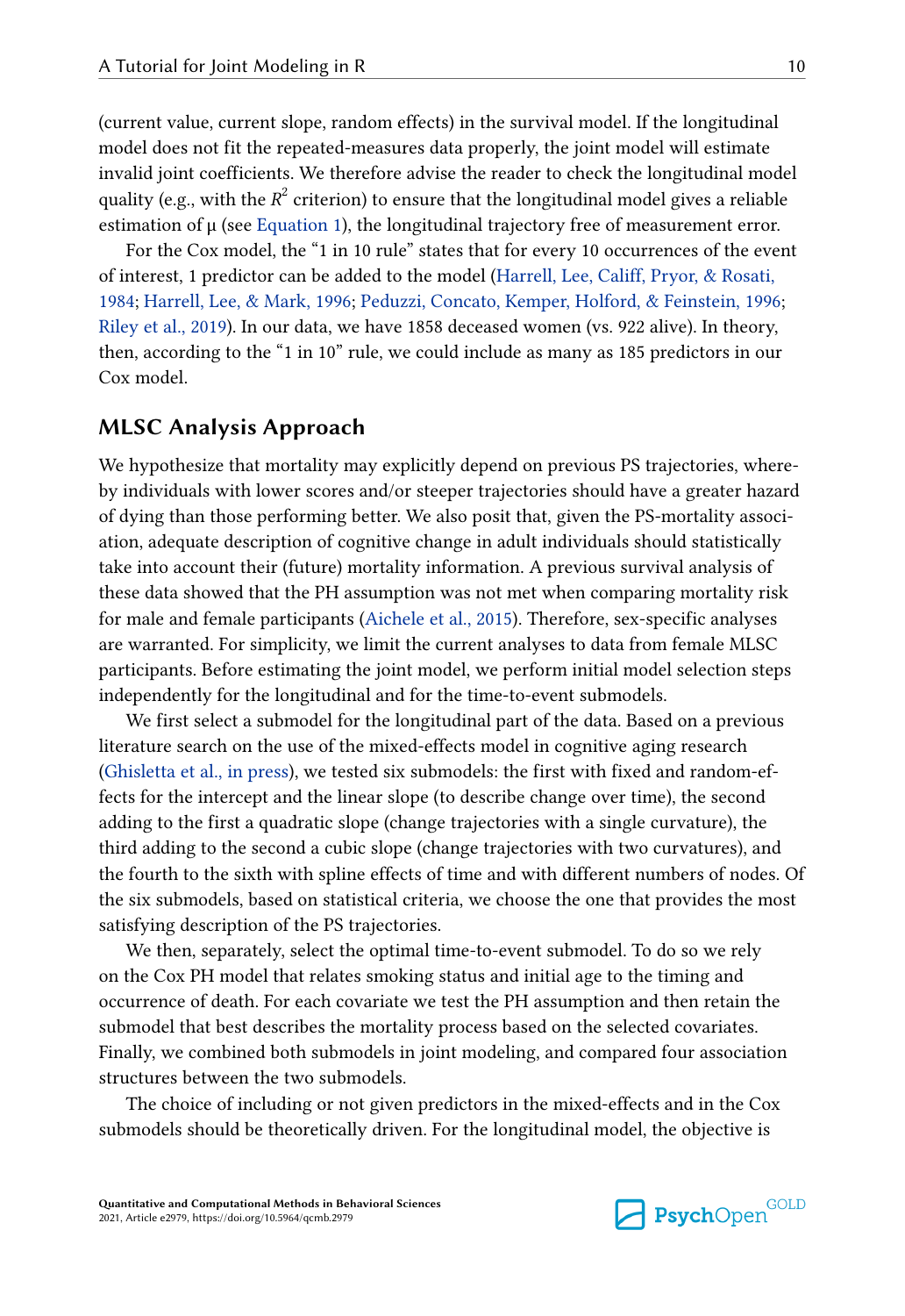(current value, current slope, random effects) in the survival model. If the longitudinal model does not fit the repeated-measures data properly, the joint model will estimate invalid joint coefficients. We therefore advise the reader to check the longitudinal model quality (e.g., with the $R^2$ criterion) to ensure that the longitudinal model gives a reliable estimation of μ (see Equation 1), the longitudinal trajectory free of measurement error.

For the Cox model, the "1 in 10 rule" states that for every 10 occurrences of the event of interest, 1 predictor can be added to the model (Harrell, Lee, Califf, Pryor, & Rosati, 1984; Harrell, Lee, & Mark, 1996; Peduzzi, Concato, Kemper, Holford, & Feinstein, 1996; Riley et al., 2019). In our data, we have 1858 deceased women (vs. 922 alive). In theory, then, according to the "1 in 10" rule, we could include as many as 185 predictors in our Cox model.

## MLSC Analysis Approach

We hypothesize that mortality may explicitly depend on previous PS trajectories, whereby individuals with lower scores and/or steeper trajectories should have a greater hazard of dying than those performing better. We also posit that, given the PS-mortality association, adequate description of cognitive change in adult individuals should statistically take into account their (future) mortality information. A previous survival analysis of these data showed that the PH assumption was not met when comparing mortality risk for male and female participants (Aichele et al., 2015). Therefore, sex-specific analyses are warranted. For simplicity, we limit the current analyses to data from female MLSC participants. Before estimating the joint model, we perform initial model selection steps independently for the longitudinal and for the time-to-event submodels.

We first select a submodel for the longitudinal part of the data. Based on a previous literature search on the use of the mixed-effects model in cognitive aging research (Ghisletta et al., in press), we tested six submodels: the first with fixed and random-effects for the intercept and the linear slope (to describe change over time), the second adding to the first a quadratic slope (change trajectories with a single curvature), the third adding to the second a cubic slope (change trajectories with two curvatures), and the fourth to the sixth with spline effects of time and with different numbers of nodes. Of the six submodels, based on statistical criteria, we choose the one that provides the most satisfying description of the PS trajectories.

We then, separately, select the optimal time-to-event submodel. To do so we rely on the Cox PH model that relates smoking status and initial age to the timing and occurrence of death. For each covariate we test the PH assumption and then retain the submodel that best describes the mortality process based on the selected covariates. Finally, we combined both submodels in joint modeling, and compared four association structures between the two submodels.

The choice of including or not given predictors in the mixed-effects and in the Cox submodels should be theoretically driven. For the longitudinal model, the objective is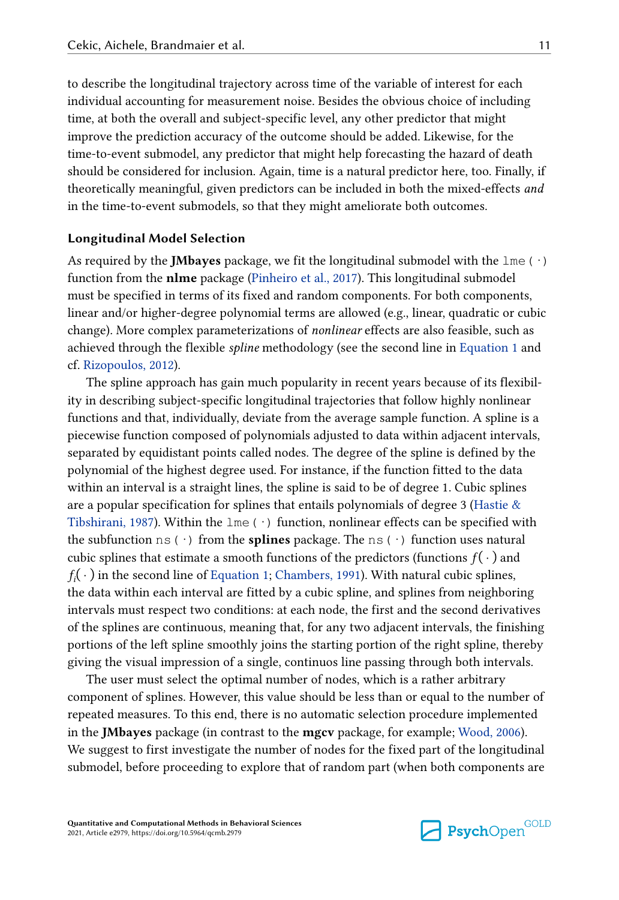to describe the longitudinal trajectory across time of the variable of interest for each individual accounting for measurement noise. Besides the obvious choice of including time, at both the overall and subject-specific level, any other predictor that might improve the prediction accuracy of the outcome should be added. Likewise, for the time-to-event submodel, any predictor that might help forecasting the hazard of death should be considered for inclusion. Again, time is a natural predictor here, too. Finally, if theoretically meaningful, given predictors can be included in both the mixed-effects *and* in the time-to-event submodels, so that they might ameliorate both outcomes.

### Longitudinal Model Selection

As required by the **JMbayes** package, we fit the longitudinal submodel with the `lme(·)` function from the **nlme** package (Pinheiro et al., 2017). This longitudinal submodel must be specified in terms of its fixed and random components. For both components, linear and/or higher-degree polynomial terms are allowed (e.g., linear, quadratic or cubic change). More complex parameterizations of *nonlinear* effects are also feasible, such as achieved through the flexible *spline* methodology (see the second line in Equation 1 and cf. Rizopoulos, 2012).

The spline approach has gain much popularity in recent years because of its flexibility in describing subject-specific longitudinal trajectories that follow highly nonlinear functions and that, individually, deviate from the average sample function. A spline is a piecewise function composed of polynomials adjusted to data within adjacent intervals, separated by equidistant points called nodes. The degree of the spline is defined by the polynomial of the highest degree used. For instance, if the function fitted to the data within an interval is a straight lines, the spline is said to be of degree 1. Cubic splines are a popular specification for splines that entails polynomials of degree 3 (Hastie & Tibshirani, 1987). Within the `lme(·)` function, nonlinear effects can be specified with the subfunction `ns(·)` from the **splines** package. The `ns(·)` function uses natural cubic splines that estimate a smooth functions of the predictors (functions $f(\cdot)$ and $f_i(\cdot)$ in the second line of Equation 1; Chambers, 1991). With natural cubic splines, the data within each interval are fitted by a cubic spline, and splines from neighboring intervals must respect two conditions: at each node, the first and the second derivatives of the splines are continuous, meaning that, for any two adjacent intervals, the finishing portions of the left spline smoothly joins the starting portion of the right spline, thereby giving the visual impression of a single, continuos line passing through both intervals.

The user must select the optimal number of nodes, which is a rather arbitrary component of splines. However, this value should be less than or equal to the number of repeated measures. To this end, there is no automatic selection procedure implemented in the **JMbayes** package (in contrast to the **mgcv** package, for example; Wood, 2006). We suggest to first investigate the number of nodes for the fixed part of the longitudinal submodel, before proceeding to explore that of random part (when both components are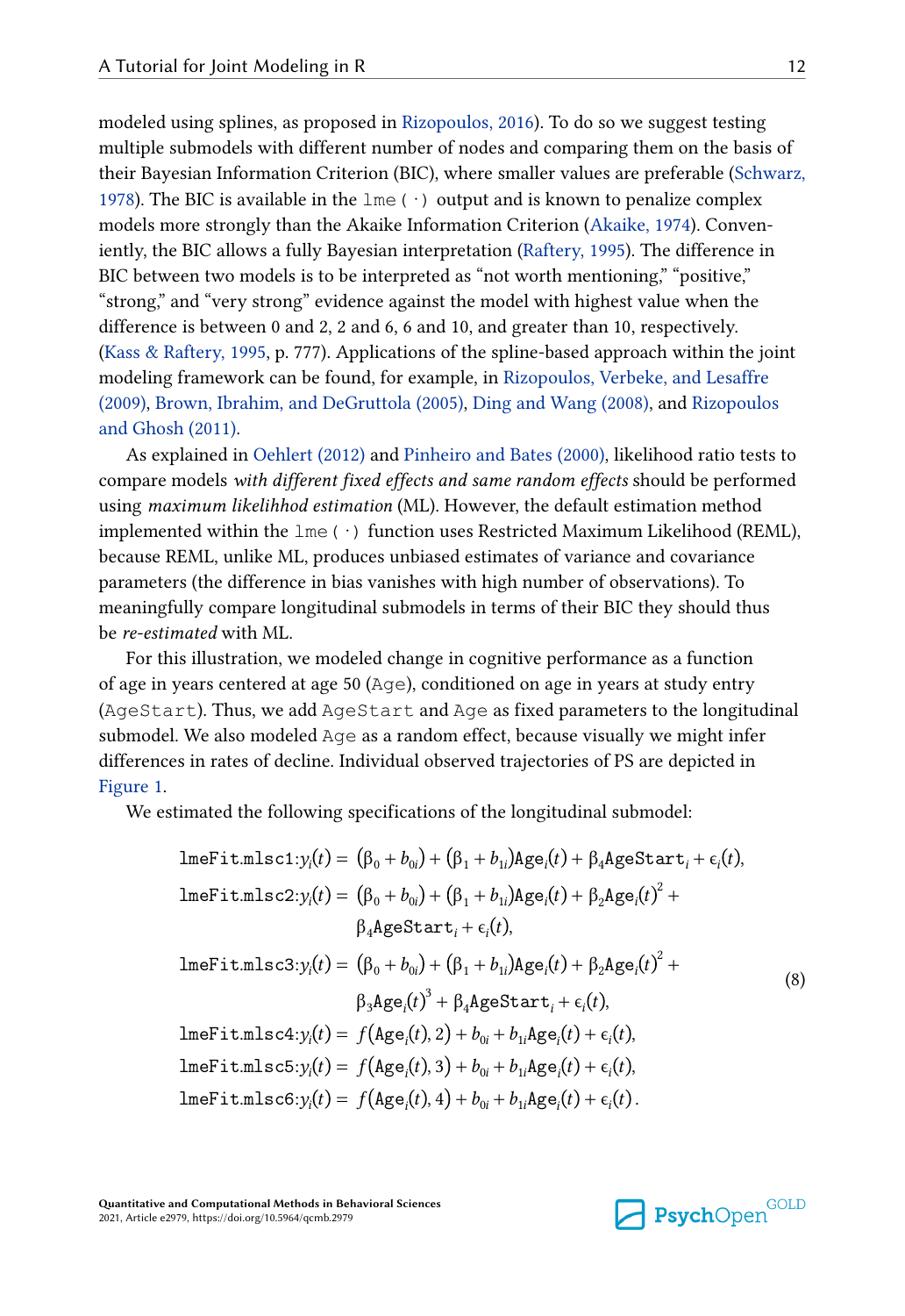modeled using splines, as proposed in Rizopoulos, 2016). To do so we suggest testing multiple submodels with different number of nodes and comparing them on the basis of their Bayesian Information Criterion (BIC), where smaller values are preferable (Schwarz, 1978). The BIC is available in the `lme(·)` output and is known to penalize complex models more strongly than the Akaike Information Criterion (Akaike, 1974). Conveniently, the BIC allows a fully Bayesian interpretation (Raftery, 1995). The difference in BIC between two models is to be interpreted as "not worth mentioning," "positive," "strong," and "very strong" evidence against the model with highest value when the difference is between 0 and 2, 2 and 6, 6 and 10, and greater than 10, respectively. (Kass & Raftery, 1995, p. 777). Applications of the spline-based approach within the joint modeling framework can be found, for example, in Rizopoulos, Verbeke, and Lesaffre (2009), Brown, Ibrahim, and DeGruttola (2005), Ding and Wang (2008), and Rizopoulos and Ghosh (2011).

As explained in Oehlert (2012) and Pinheiro and Bates (2000), likelihood ratio tests to compare models *with different fixed effects and same random effects* should be performed using *maximum likelihhod estimation* (ML). However, the default estimation method implemented within the `lme(·)` function uses Restricted Maximum Likelihood (REML), because REML, unlike ML, produces unbiased estimates of variance and covariance parameters (the difference in bias vanishes with high number of observations). To meaningfully compare longitudinal submodels in terms of their BIC they should thus be *re-estimated* with ML.

For this illustration, we modeled change in cognitive performance as a function of age in years centered at age 50 (`Age`), conditioned on age in years at study entry (`AgeStart`). Thus, we add `AgeStart` and `Age` as fixed parameters to the longitudinal submodel. We also modeled `Age` as a random effect, because visually we might infer differences in rates of decline. Individual observed trajectories of PS are depicted in Figure 1.

We estimated the following specifications of the longitudinal submodel:

$$
\begin{aligned}
\texttt{lmeFit.mlsc1}: y_i(t) &= (\beta_0 + b_{0i}) + (\beta_1 + b_{1i})\texttt{Age}_i(t) + \beta_4\texttt{AgeStart}_i + \epsilon_i(t), \\
\texttt{lmeFit.mlsc2}: y_i(t) &= (\beta_0 + b_{0i}) + (\beta_1 + b_{1i})\texttt{Age}_i(t) + \beta_2\texttt{Age}_i(t)^2 + \\
&\qquad \beta_4\texttt{AgeStart}_i + \epsilon_i(t), \\
\texttt{lmeFit.mlsc3}: y_i(t) &= (\beta_0 + b_{0i}) + (\beta_1 + b_{1i})\texttt{Age}_i(t) + \beta_2\texttt{Age}_i(t)^2 + \\
&\qquad \beta_3\texttt{Age}_i(t)^3 + \beta_4\texttt{AgeStart}_i + \epsilon_i(t), \\
\texttt{lmeFit.mlsc4}: y_i(t) &= f(\texttt{Age}_i(t), 2) + b_{0i} + b_{1i}\texttt{Age}_i(t) + \epsilon_i(t), \\
\texttt{lmeFit.mlsc5}: y_i(t) &= f(\texttt{Age}_i(t), 3) + b_{0i} + b_{1i}\texttt{Age}_i(t) + \epsilon_i(t), \\
\texttt{lmeFit.mlsc6}: y_i(t) &= f(\texttt{Age}_i(t), 4) + b_{0i} + b_{1i}\texttt{Age}_i(t) + \epsilon_i(t).
\end{aligned}
\tag{8}
$$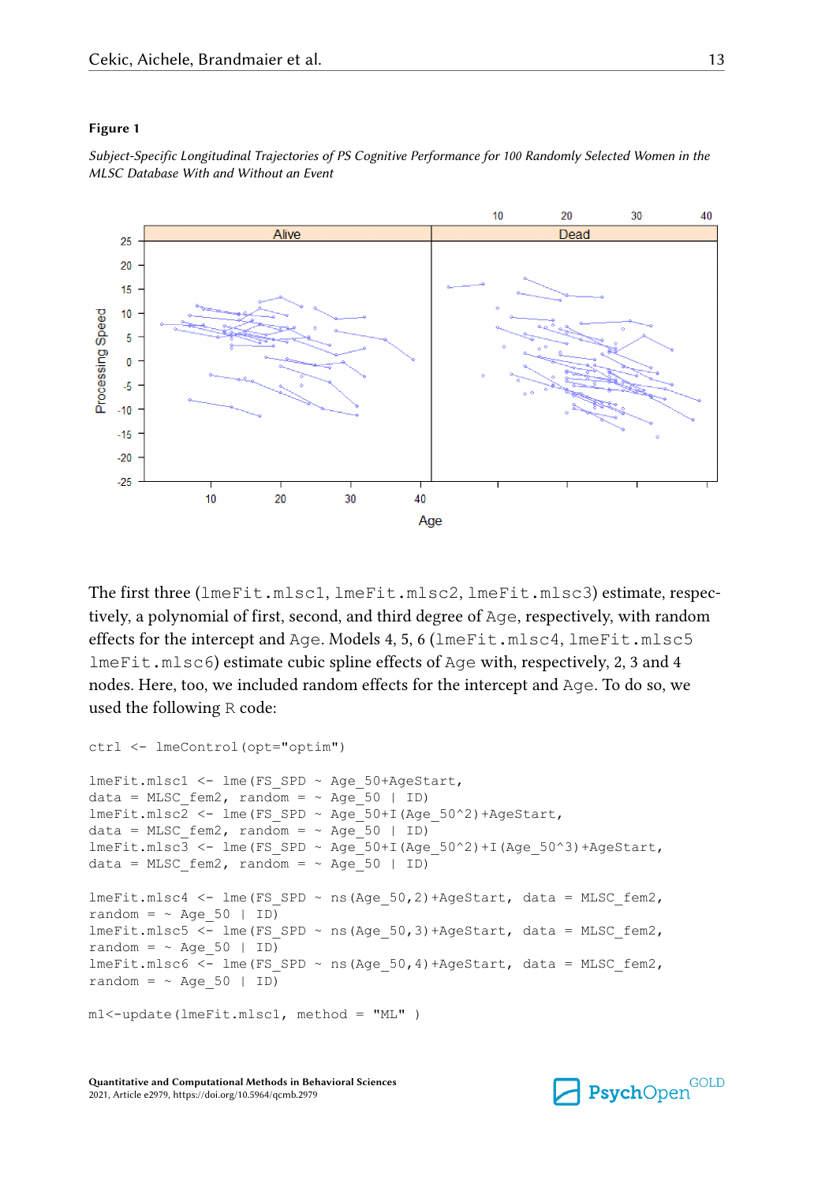**Figure 1**

*Subject-Specific Longitudinal Trajectories of PS Cognitive Performance for 100 Randomly Selected Women in the MLSC Database With and Without an Event*

The first three (`lmeFit.mlsc1`, `lmeFit.mlsc2`, `lmeFit.mlsc3`) estimate, respectively, a polynomial of first, second, and third degree of `Age`, respectively, with random effects for the intercept and `Age`. Models 4, 5, 6 (`lmeFit.mlsc4`, `lmeFit.mlsc5` `lmeFit.mlsc6`) estimate cubic spline effects of `Age` with, respectively, 2, 3 and 4 nodes. Here, too, we included random effects for the intercept and `Age`. To do so, we used the following `R` code:

```
ctrl <- lmeControl(opt="optim")

lmeFit.mlsc1 <- lme(FS_SPD ~ Age_50+AgeStart,
data = MLSC_fem2, random = ~ Age_50 | ID)
lmeFit.mlsc2 <- lme(FS_SPD ~ Age_50+I(Age_50^2)+AgeStart,
data = MLSC_fem2, random = ~ Age_50 | ID)
lmeFit.mlsc3 <- lme(FS_SPD ~ Age_50+I(Age_50^2)+I(Age_50^3)+AgeStart,
data = MLSC_fem2, random = ~ Age_50 | ID)

lmeFit.mlsc4 <- lme(FS_SPD ~ ns(Age_50,2)+AgeStart, data = MLSC_fem2,
random = ~ Age_50 | ID)
lmeFit.mlsc5 <- lme(FS_SPD ~ ns(Age_50,3)+AgeStart, data = MLSC_fem2,
random = ~ Age_50 | ID)
lmeFit.mlsc6 <- lme(FS_SPD ~ ns(Age_50,4)+AgeStart, data = MLSC_fem2,
random = ~ Age_50 | ID)

m1<-update(lmeFit.mlsc1, method = "ML" )
```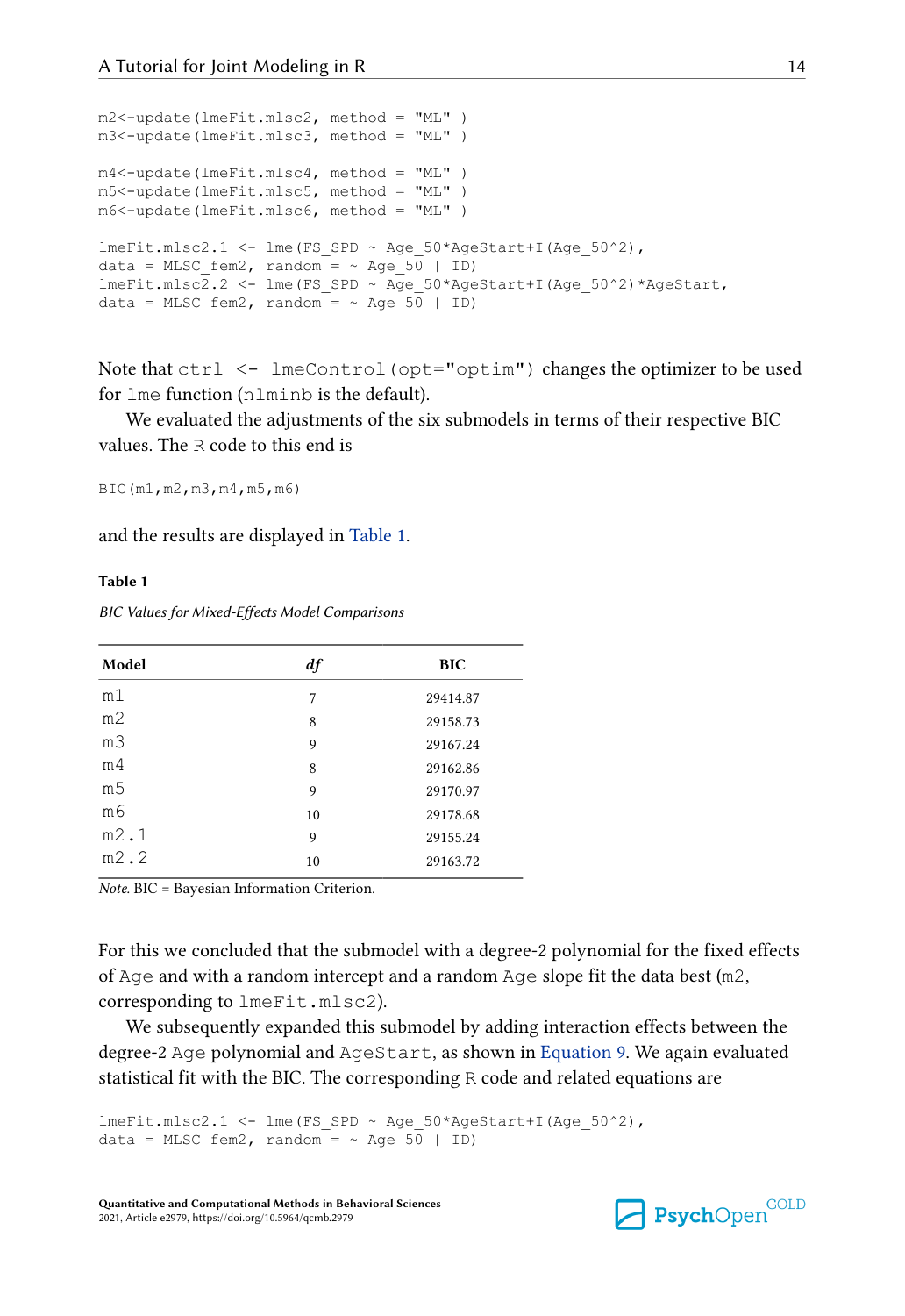```
m2<-update(lmeFit.mlsc2, method = "ML" )
m3<-update(lmeFit.mlsc3, method = "ML" )

m4<-update(lmeFit.mlsc4, method = "ML" )
m5<-update(lmeFit.mlsc5, method = "ML" )
m6<-update(lmeFit.mlsc6, method = "ML" )

lmeFit.mlsc2.1 <- lme(FS_SPD ~ Age_50*AgeStart+I(Age_50^2),
data = MLSC_fem2, random = ~ Age_50 | ID)
lmeFit.mlsc2.2 <- lme(FS_SPD ~ Age_50*AgeStart+I(Age_50^2)*AgeStart,
data = MLSC_fem2, random = ~ Age_50 | ID)
```

Note that `ctrl <- lmeControl(opt="optim")` changes the optimizer to be used for `lme` function (`nlminb` is the default).

We evaluated the adjustments of the six submodels in terms of their respective BIC values. The `R` code to this end is

```
BIC(m1,m2,m3,m4,m5,m6)
```

and the results are displayed in Table 1.

**Table 1**

*BIC Values for Mixed-Effects Model Comparisons*

| Model | *df* | BIC |
|---|---|---|
| m1 | 7 | 29414.87 |
| m2 | 8 | 29158.73 |
| m3 | 9 | 29167.24 |
| m4 | 8 | 29162.86 |
| m5 | 9 | 29170.97 |
| m6 | 10 | 29178.68 |
| m2.1 | 9 | 29155.24 |
| m2.2 | 10 | 29163.72 |

*Note.* BIC = Bayesian Information Criterion.

For this we concluded that the submodel with a degree-2 polynomial for the fixed effects of `Age` and with a random intercept and a random `Age` slope fit the data best (`m2`, corresponding to `lmeFit.mlsc2`).

We subsequently expanded this submodel by adding interaction effects between the degree-2 `Age` polynomial and `AgeStart`, as shown in Equation 9. We again evaluated statistical fit with the BIC. The corresponding `R` code and related equations are

```
lmeFit.mlsc2.1 <- lme(FS_SPD ~ Age_50*AgeStart+I(Age_50^2),
data = MLSC_fem2, random = ~ Age_50 | ID)
```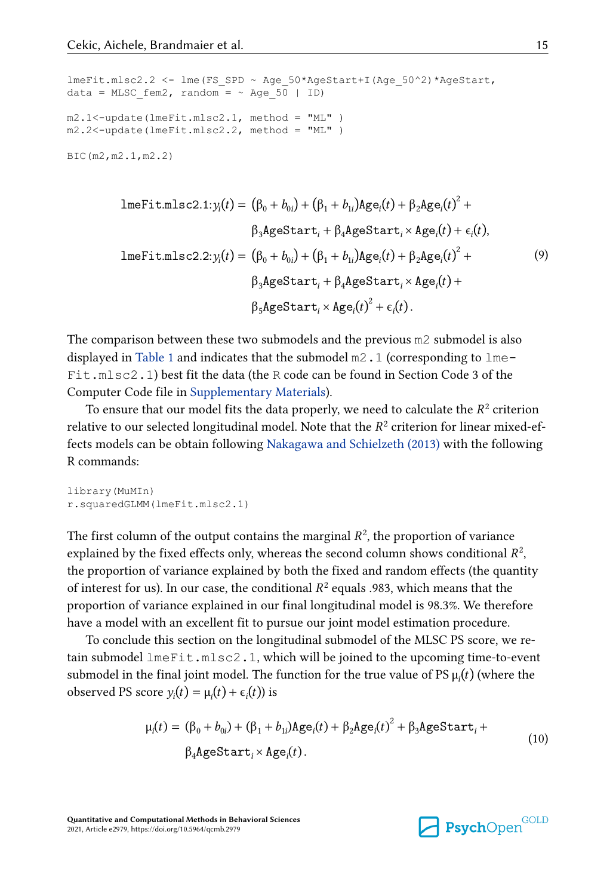```
lmeFit.mlsc2.2 <- lme(FS_SPD ~ Age_50*AgeStart+I(Age_50^2)*AgeStart,
data = MLSC_fem2, random = ~ Age_50 | ID)

m2.1<-update(lmeFit.mlsc2.1, method = "ML" )
m2.2<-update(lmeFit.mlsc2.2, method = "ML" )

BIC(m2,m2.1,m2.2)
```

$$
\begin{aligned}
\texttt{lmeFit.mlsc2.1}: y_i(t) = {} & (\beta_0 + b_{0i}) + (\beta_1 + b_{1i})\texttt{Age}_i(t) + \beta_2\texttt{Age}_i(t)^2 + \\
& \beta_3\texttt{AgeStart}_i + \beta_4\texttt{AgeStart}_i \times \texttt{Age}_i(t) + \epsilon_i(t), \\
\texttt{lmeFit.mlsc2.2}: y_i(t) = {} & (\beta_0 + b_{0i}) + (\beta_1 + b_{1i})\texttt{Age}_i(t) + \beta_2\texttt{Age}_i(t)^2 + \\
& \beta_3\texttt{AgeStart}_i + \beta_4\texttt{AgeStart}_i \times \texttt{Age}_i(t) + \\
& \beta_5\texttt{AgeStart}_i \times \texttt{Age}_i(t)^2 + \epsilon_i(t).
\end{aligned}
\tag{9}
$$

The comparison between these two submodels and the previous `m2` submodel is also displayed in Table 1 and indicates that the submodel `m2.1` (corresponding to `lmeFit.mlsc2.1`) best fit the data (the `R` code can be found in Section Code 3 of the Computer Code file in Supplementary Materials).

To ensure that our model fits the data properly, we need to calculate the $R^2$ criterion relative to our selected longitudinal model. Note that the $R^2$ criterion for linear mixed-effects models can be obtain following Nakagawa and Schielzeth (2013) with the following R commands:

```
library(MuMIn)
r.squaredGLMM(lmeFit.mlsc2.1)
```

The first column of the output contains the marginal $R^2$, the proportion of variance explained by the fixed effects only, whereas the second column shows conditional $R^2$, the proportion of variance explained by both the fixed and random effects (the quantity of interest for us). In our case, the conditional $R^2$ equals .983, which means that the proportion of variance explained in our final longitudinal model is 98.3%. We therefore have a model with an excellent fit to pursue our joint model estimation procedure.

To conclude this section on the longitudinal submodel of the MLSC PS score, we retain submodel `lmeFit.mlsc2.1`, which will be joined to the upcoming time-to-event submodel in the final joint model. The function for the true value of PS $\mu_i(t)$ (where the observed PS score $y_i(t) = \mu_i(t) + \epsilon_i(t)$) is

$$
\begin{aligned}
\mu_i(t) = {} & (\beta_0 + b_{0i}) + (\beta_1 + b_{1i})\texttt{Age}_i(t) + \beta_2\texttt{Age}_i(t)^2 + \beta_3\texttt{AgeStart}_i + \\
& \beta_4\texttt{AgeStart}_i \times \texttt{Age}_i(t).
\end{aligned}
\tag{10}
$$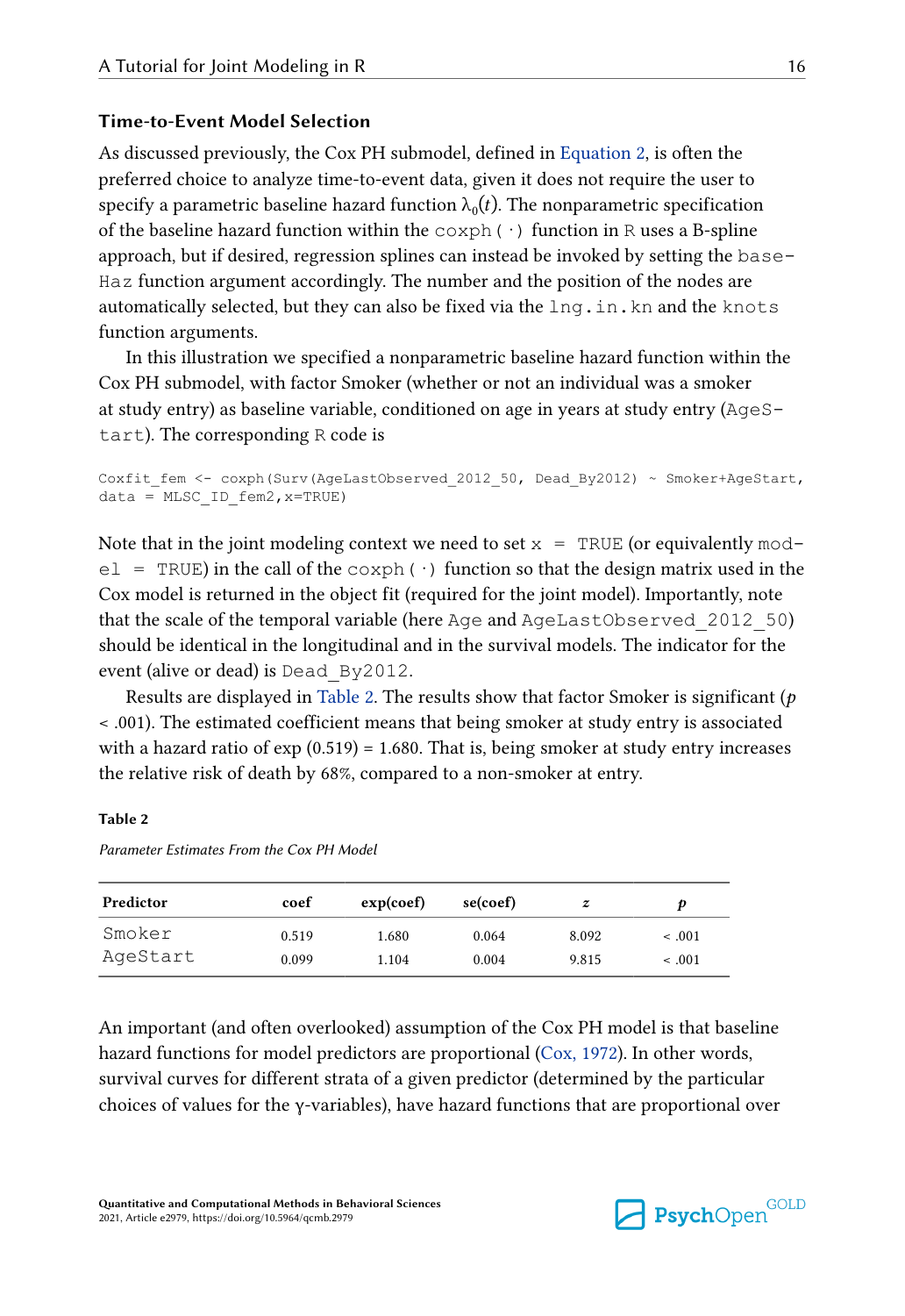### Time-to-Event Model Selection

As discussed previously, the Cox PH submodel, defined in Equation 2, is often the preferred choice to analyze time-to-event data, given it does not require the user to specify a parametric baseline hazard function $\lambda_0(t)$. The nonparametric specification of the baseline hazard function within the `coxph(·)` function in `R` uses a B-spline approach, but if desired, regression splines can instead be invoked by setting the `baseHaz` function argument accordingly. The number and the position of the nodes are automatically selected, but they can also be fixed via the `lng.in.kn` and the `knots` function arguments.

In this illustration we specified a nonparametric baseline hazard function within the Cox PH submodel, with factor Smoker (whether or not an individual was a smoker at study entry) as baseline variable, conditioned on age in years at study entry (`AgeStart`). The corresponding `R` code is

```
Coxfit_fem <- coxph(Surv(AgeLastObserved_2012_50, Dead_By2012) ~ Smoker+AgeStart,
data = MLSC_ID_fem2,x=TRUE)
```

Note that in the joint modeling context we need to set `x = TRUE` (or equivalently `model = TRUE`) in the call of the `coxph(·)` function so that the design matrix used in the Cox model is returned in the object fit (required for the joint model). Importantly, note that the scale of the temporal variable (here `Age` and `AgeLastObserved_2012_50`) should be identical in the longitudinal and in the survival models. The indicator for the event (alive or dead) is `Dead_By2012`.

Results are displayed in Table 2. The results show that factor Smoker is significant ($p < .001$). The estimated coefficient means that being smoker at study entry is associated with a hazard ratio of exp (0.519) = 1.680. That is, being smoker at study entry increases the relative risk of death by 68%, compared to a non-smoker at entry.

**Table 2**

*Parameter Estimates From the Cox PH Model*

| Predictor | coef | exp(coef) | se(coef) | $z$ | $p$ |
|---|---|---|---|---|---|
| `Smoker` | 0.519 | 1.680 | 0.064 | 8.092 | < .001 |
| `AgeStart` | 0.099 | 1.104 | 0.004 | 9.815 | < .001 |

An important (and often overlooked) assumption of the Cox PH model is that baseline hazard functions for model predictors are proportional (Cox, 1972). In other words, survival curves for different strata of a given predictor (determined by the particular choices of values for the $\gamma$-variables), have hazard functions that are proportional over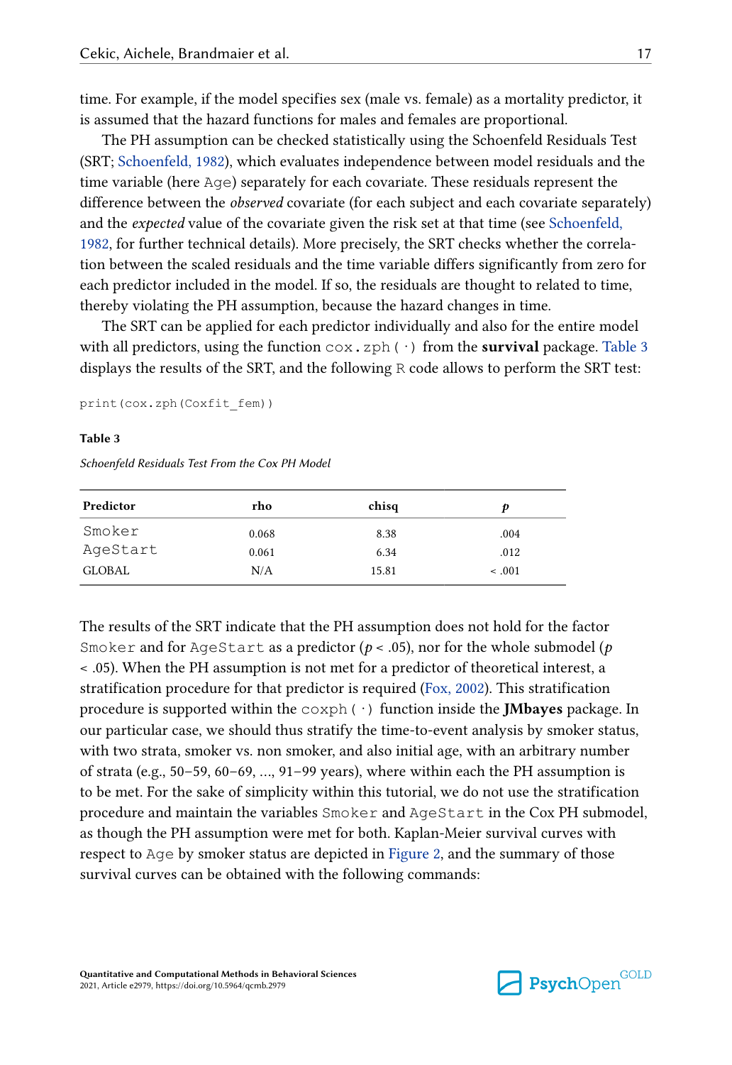time. For example, if the model specifies sex (male vs. female) as a mortality predictor, it is assumed that the hazard functions for males and females are proportional.

The PH assumption can be checked statistically using the Schoenfeld Residuals Test (SRT; Schoenfeld, 1982), which evaluates independence between model residuals and the time variable (here `Age`) separately for each covariate. These residuals represent the difference between the *observed* covariate (for each subject and each covariate separately) and the *expected* value of the covariate given the risk set at that time (see Schoenfeld, 1982, for further technical details). More precisely, the SRT checks whether the correlation between the scaled residuals and the time variable differs significantly from zero for each predictor included in the model. If so, the residuals are thought to related to time, thereby violating the PH assumption, because the hazard changes in time.

The SRT can be applied for each predictor individually and also for the entire model with all predictors, using the function `cox.zph(·)` from the **survival** package. Table 3 displays the results of the SRT, and the following `R` code allows to perform the SRT test:

```
print(cox.zph(Coxfit_fem))
```

**Table 3**

*Schoenfeld Residuals Test From the Cox PH Model*

| Predictor | rho | chisq | *p* |
|---|---|---|---|
| `Smoker` | 0.068 | 8.38 | .004 |
| `AgeStart` | 0.061 | 6.34 | .012 |
| GLOBAL | N/A | 15.81 | < .001 |

The results of the SRT indicate that the PH assumption does not hold for the factor `Smoker` and for `AgeStart` as a predictor ($p < .05$), nor for the whole submodel ($p < .05$). When the PH assumption is not met for a predictor of theoretical interest, a stratification procedure for that predictor is required (Fox, 2002). This stratification procedure is supported within the `coxph(·)` function inside the **JMbayes** package. In our particular case, we should thus stratify the time-to-event analysis by smoker status, with two strata, smoker vs. non smoker, and also initial age, with an arbitrary number of strata (e.g., 50−59, 60−69, ..., 91−99 years), where within each the PH assumption is to be met. For the sake of simplicity within this tutorial, we do not use the stratification procedure and maintain the variables `Smoker` and `AgeStart` in the Cox PH submodel, as though the PH assumption were met for both. Kaplan-Meier survival curves with respect to `Age` by smoker status are depicted in Figure 2, and the summary of those survival curves can be obtained with the following commands: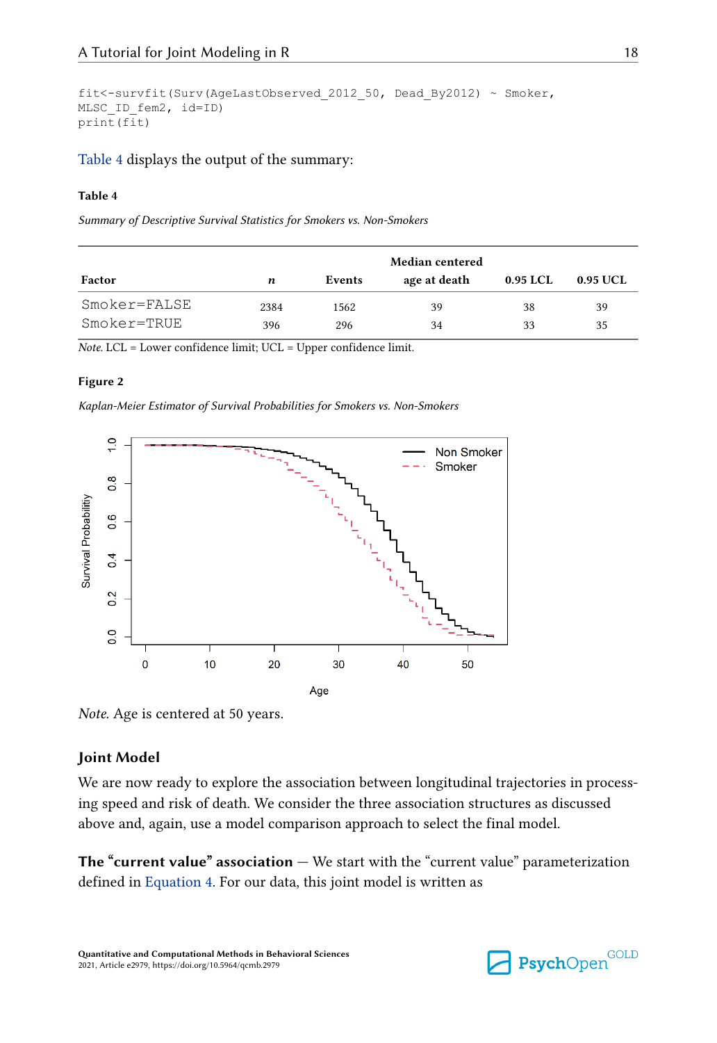```
fit<-survfit(Surv(AgeLastObserved_2012_50, Dead_By2012) ~ Smoker,
MLSC_ID_fem2, id=ID)
print(fit)
```

Table 4 displays the output of the summary:

**Table 4**

*Summary of Descriptive Survival Statistics for Smokers vs. Non-Smokers*

| Factor | *n* | Events | Median centered age at death | 0.95 LCL | 0.95 UCL |
|---|---|---|---|---|---|
| `Smoker=FALSE` | 2384 | 1562 | 39 | 38 | 39 |
| `Smoker=TRUE` | 396 | 296 | 34 | 33 | 35 |

*Note.* LCL = Lower confidence limit; UCL = Upper confidence limit.

**Figure 2**

*Kaplan-Meier Estimator of Survival Probabilities for Smokers vs. Non-Smokers*

*Note.* Age is centered at 50 years.

## Joint Model

We are now ready to explore the association between longitudinal trajectories in processing speed and risk of death. We consider the three association structures as discussed above and, again, use a model comparison approach to select the final model.

**The "current value" association** — We start with the "current value" parameterization defined in Equation 4. For our data, this joint model is written as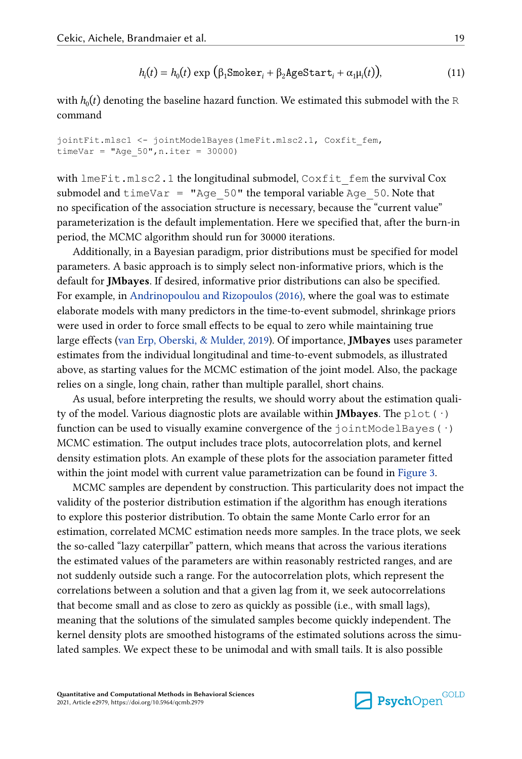$$h_i(t) = h_0(t) \exp\left(\beta_1 \texttt{Smoker}_i + \beta_2 \texttt{AgeStart}_i + \alpha_1 \mu_i(t)\right), \tag{11}$$

with $h_0(t)$ denoting the baseline hazard function. We estimated this submodel with the R command

```
jointFit.mlsc1 <- jointModelBayes(lmeFit.mlsc2.1, Coxfit_fem,
timeVar = "Age_50",n.iter = 30000)
```

with `lmeFit.mlsc2.1` the longitudinal submodel, `Coxfit_fem` the survival Cox submodel and `timeVar = "Age_50"` the temporal variable `Age_50`. Note that no specification of the association structure is necessary, because the "current value" parameterization is the default implementation. Here we specified that, after the burn-in period, the MCMC algorithm should run for 30000 iterations.

Additionally, in a Bayesian paradigm, prior distributions must be specified for model parameters. A basic approach is to simply select non-informative priors, which is the default for **JMbayes**. If desired, informative prior distributions can also be specified. For example, in Andrinopoulou and Rizopoulos (2016), where the goal was to estimate elaborate models with many predictors in the time-to-event submodel, shrinkage priors were used in order to force small effects to be equal to zero while maintaining true large effects (van Erp, Oberski, & Mulder, 2019). Of importance, **JMbayes** uses parameter estimates from the individual longitudinal and time-to-event submodels, as illustrated above, as starting values for the MCMC estimation of the joint model. Also, the package relies on a single, long chain, rather than multiple parallel, short chains.

As usual, before interpreting the results, we should worry about the estimation quality of the model. Various diagnostic plots are available within **JMbayes**. The `plot(·)` function can be used to visually examine convergence of the `jointModelBayes(·)` MCMC estimation. The output includes trace plots, autocorrelation plots, and kernel density estimation plots. An example of these plots for the association parameter fitted within the joint model with current value parametrization can be found in Figure 3.

MCMC samples are dependent by construction. This particularity does not impact the validity of the posterior distribution estimation if the algorithm has enough iterations to explore this posterior distribution. To obtain the same Monte Carlo error for an estimation, correlated MCMC estimation needs more samples. In the trace plots, we seek the so-called "lazy caterpillar" pattern, which means that across the various iterations the estimated values of the parameters are within reasonably restricted ranges, and are not suddenly outside such a range. For the autocorrelation plots, which represent the correlations between a solution and that a given lag from it, we seek autocorrelations that become small and as close to zero as quickly as possible (i.e., with small lags), meaning that the solutions of the simulated samples become quickly independent. The kernel density plots are smoothed histograms of the estimated solutions across the simulated samples. We expect these to be unimodal and with small tails. It is also possible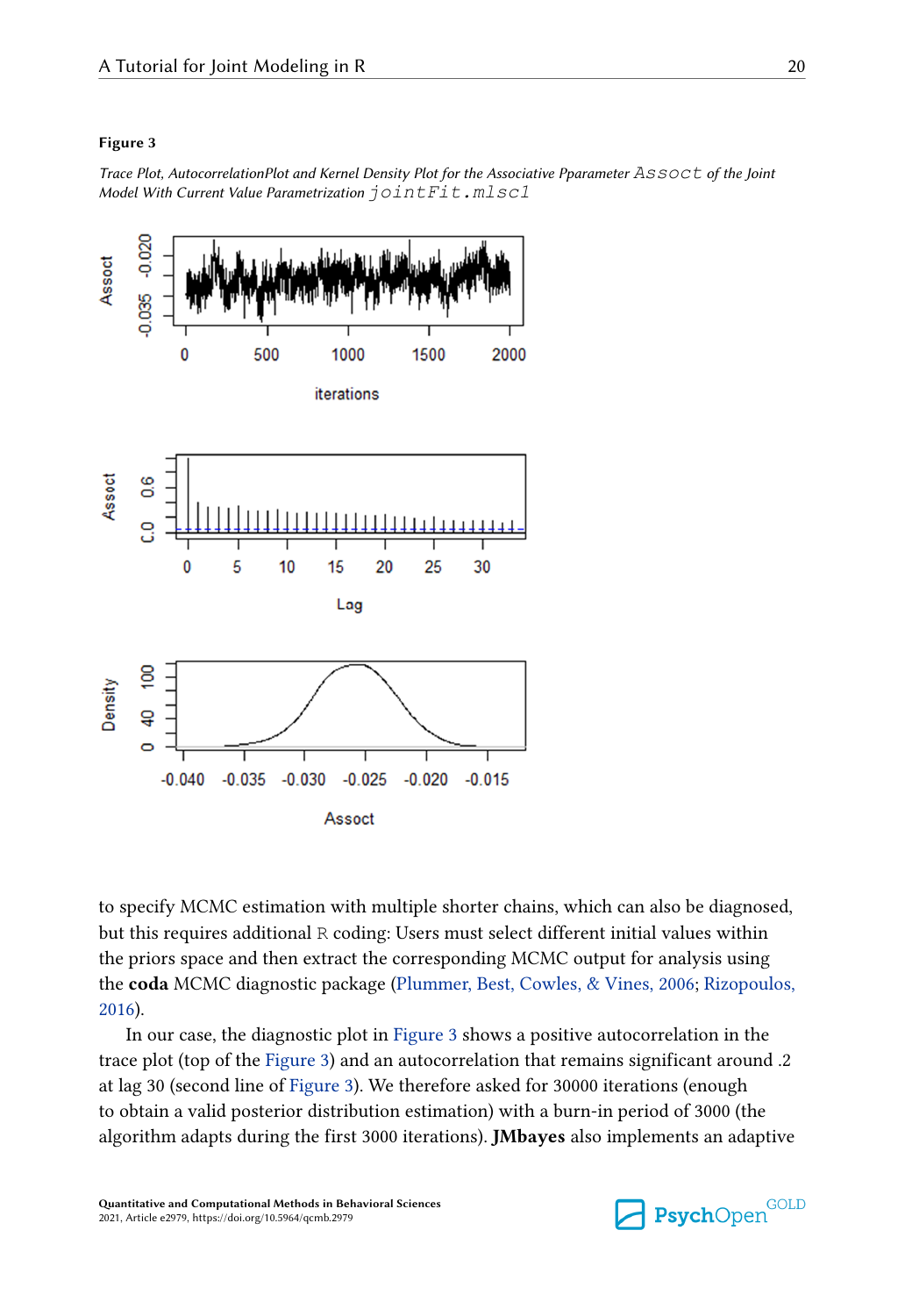**Figure 3**

*Trace Plot, AutocorrelationPlot and Kernel Density Plot for the Associative Pparameter* `Assoct` *of the Joint Model With Current Value Parametrization* `jointFit.mlsc1`

to specify MCMC estimation with multiple shorter chains, which can also be diagnosed, but this requires additional R coding: Users must select different initial values within the priors space and then extract the corresponding MCMC output for analysis using the **coda** MCMC diagnostic package (Plummer, Best, Cowles, & Vines, 2006; Rizopoulos, 2016).

In our case, the diagnostic plot in Figure 3 shows a positive autocorrelation in the trace plot (top of the Figure 3) and an autocorrelation that remains significant around .2 at lag 30 (second line of Figure 3). We therefore asked for 30000 iterations (enough to obtain a valid posterior distribution estimation) with a burn-in period of 3000 (the algorithm adapts during the first 3000 iterations). **JMbayes** also implements an adaptive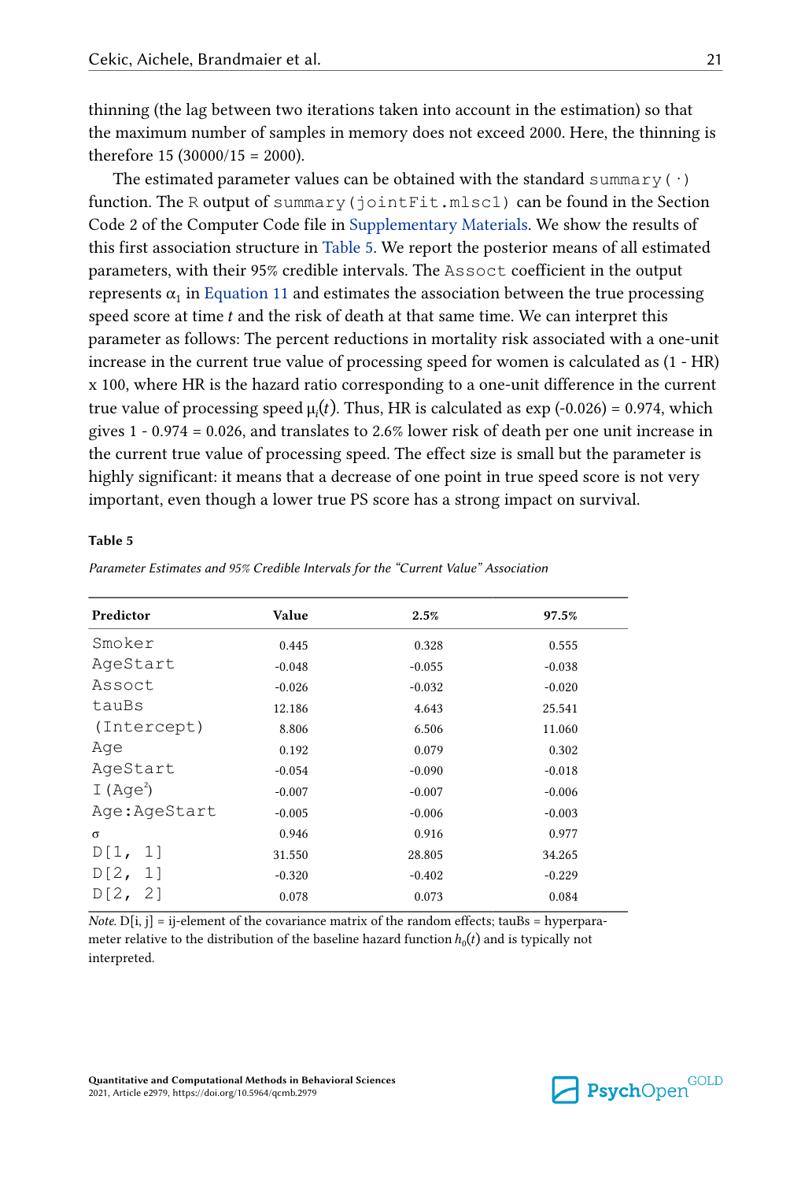thinning (the lag between two iterations taken into account in the estimation) so that the maximum number of samples in memory does not exceed 2000. Here, the thinning is therefore 15 (30000/15 = 2000).

The estimated parameter values can be obtained with the standard `summary(·)` function. The R output of `summary(jointFit.mlsc1)` can be found in the Section Code 2 of the Computer Code file in Supplementary Materials. We show the results of this first association structure in Table 5. We report the posterior means of all estimated parameters, with their 95% credible intervals. The `Assoct` coefficient in the output represents $\alpha_1$ in Equation 11 and estimates the association between the true processing speed score at time $t$ and the risk of death at that same time. We can interpret this parameter as follows: The percent reductions in mortality risk associated with a one-unit increase in the current true value of processing speed for women is calculated as (1 - HR) x 100, where HR is the hazard ratio corresponding to a one-unit difference in the current true value of processing speed $\mu_i(t)$. Thus, HR is calculated as exp (-0.026) = 0.974, which gives 1 - 0.974 = 0.026, and translates to 2.6% lower risk of death per one unit increase in the current true value of processing speed. The effect size is small but the parameter is highly significant: it means that a decrease of one point in true speed score is not very important, even though a lower true PS score has a strong impact on survival.

**Table 5**

*Parameter Estimates and 95% Credible Intervals for the "Current Value" Association*

| Predictor | Value | 2.5% | 97.5% |
|---|---|---|---|
| `Smoker` | 0.445 | 0.328 | 0.555 |
| `AgeStart` | -0.048 | -0.055 | -0.038 |
| `Assoct` | -0.026 | -0.032 | -0.020 |
| `tauBs` | 12.186 | 4.643 | 25.541 |
| `(Intercept)` | 8.806 | 6.506 | 11.060 |
| `Age` | 0.192 | 0.079 | 0.302 |
| `AgeStart` | -0.054 | -0.090 | -0.018 |
| `I(Age`$^2$`)` | -0.007 | -0.007 | -0.006 |
| `Age:AgeStart` | -0.005 | -0.006 | -0.003 |
| $\sigma$ | 0.946 | 0.916 | 0.977 |
| `D[1, 1]` | 31.550 | 28.805 | 34.265 |
| `D[2, 1]` | -0.320 | -0.402 | -0.229 |
| `D[2, 2]` | 0.078 | 0.073 | 0.084 |

*Note.* D[i, j] = ij-element of the covariance matrix of the random effects; tauBs = hyperparameter relative to the distribution of the baseline hazard function $h_0(t)$ and is typically not interpreted.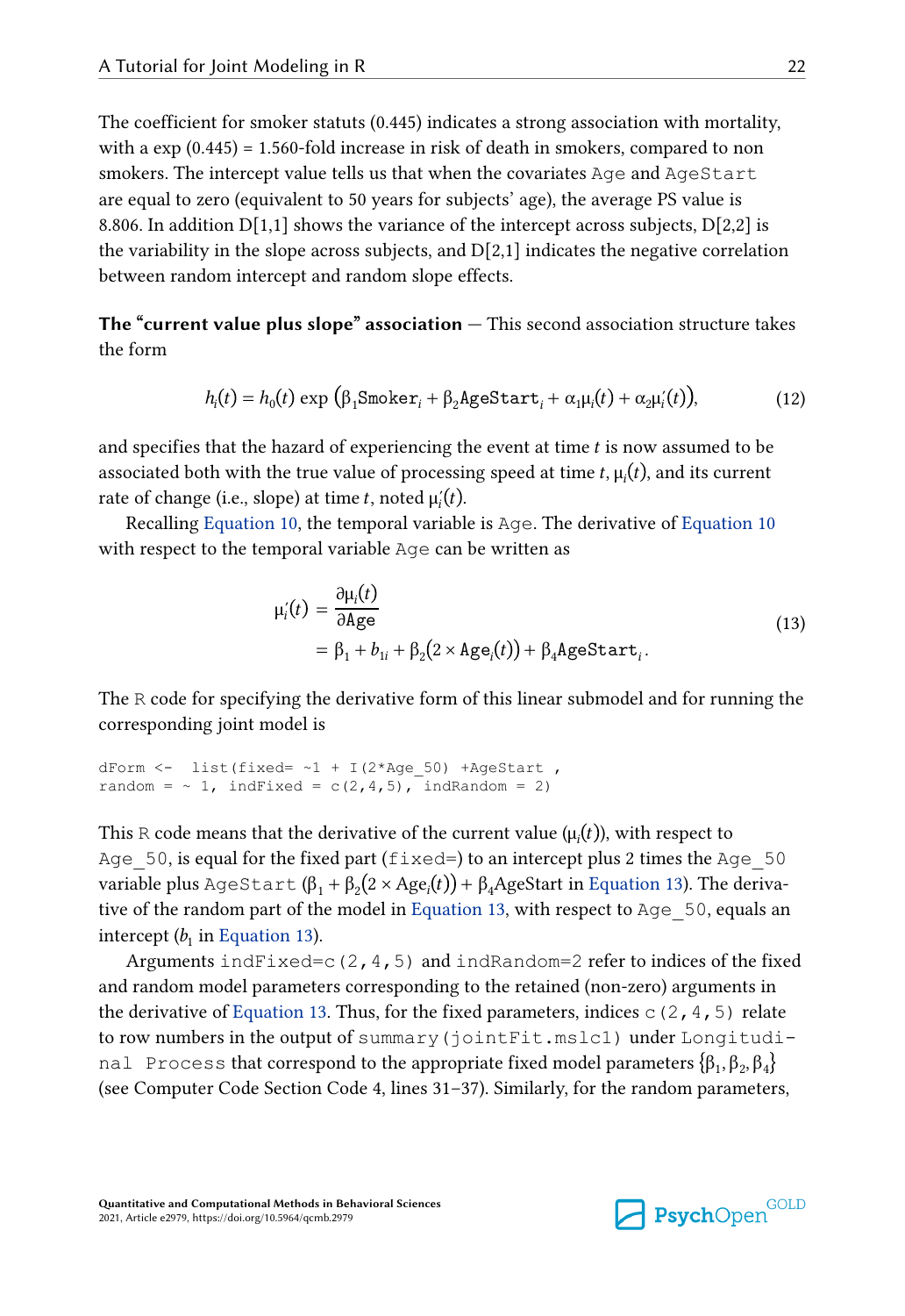The coefficient for smoker statuts (0.445) indicates a strong association with mortality, with a exp (0.445) = 1.560-fold increase in risk of death in smokers, compared to non smokers. The intercept value tells us that when the covariates `Age` and `AgeStart` are equal to zero (equivalent to 50 years for subjects' age), the average PS value is 8.806. In addition D[1,1] shows the variance of the intercept across subjects, D[2,2] is the variability in the slope across subjects, and D[2,1] indicates the negative correlation between random intercept and random slope effects.

**The "current value plus slope" association** — This second association structure takes the form

$$h_i(t) = h_0(t)\ \exp\left(\beta_1 \texttt{Smoker}_i + \beta_2 \texttt{AgeStart}_i + \alpha_1 \mu_i(t) + \alpha_2 \mu_i'(t)\right), \tag{12}$$

and specifies that the hazard of experiencing the event at time $t$ is now assumed to be associated both with the true value of processing speed at time $t$, $\mu_i(t)$, and its current rate of change (i.e., slope) at time $t$, noted $\mu_i'(t)$.

Recalling Equation 10, the temporal variable is `Age`. The derivative of Equation 10 with respect to the temporal variable `Age` can be written as

$$\begin{aligned} \mu_i'(t) &= \frac{\partial \mu_i(t)}{\partial \texttt{Age}} \\ &= \beta_1 + b_{1i} + \beta_2(2 \times \texttt{Age}_i(t)) + \beta_4 \texttt{AgeStart}_i. \end{aligned} \tag{13}$$

The R code for specifying the derivative form of this linear submodel and for running the corresponding joint model is

```
dForm <-  list(fixed= ~1 + I(2*Age_50) +AgeStart ,
random = ~ 1, indFixed = c(2,4,5), indRandom = 2)
```

This R code means that the derivative of the current value ($\mu_i(t)$), with respect to `Age_50`, is equal for the fixed part (`fixed=`) to an intercept plus 2 times the `Age_50` variable plus `AgeStart` ($\beta_1 + \beta_2(2 \times \text{Age}_i(t)) + \beta_4\text{AgeStart}$ in Equation 13). The derivative of the random part of the model in Equation 13, with respect to `Age_50`, equals an intercept ($b_1$ in Equation 13).

Arguments `indFixed=c(2,4,5)` and `indRandom=2` refer to indices of the fixed and random model parameters corresponding to the retained (non-zero) arguments in the derivative of Equation 13. Thus, for the fixed parameters, indices `c(2,4,5)` relate to row numbers in the output of `summary(jointFit.mslc1)` under `Longitudinal Process` that correspond to the appropriate fixed model parameters $\{\beta_1, \beta_2, \beta_4\}$ (see Computer Code Section Code 4, lines 31–37). Similarly, for the random parameters,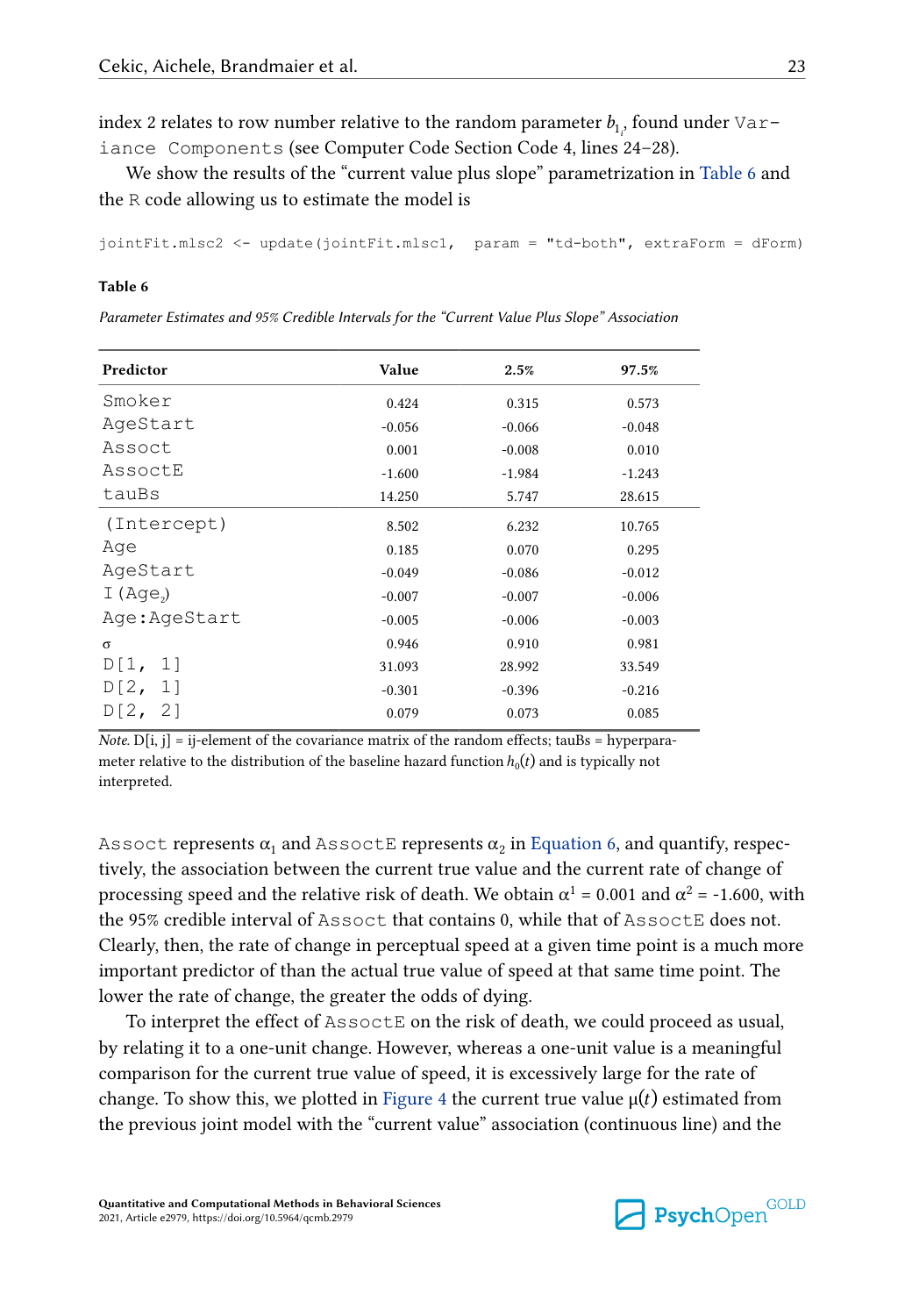index 2 relates to row number relative to the random parameter $b_{1_i}$, found under `Variance Components` (see Computer Code Section Code 4, lines 24–28).

We show the results of the "current value plus slope" parametrization in Table 6 and the R code allowing us to estimate the model is

```
jointFit.mlsc2 <- update(jointFit.mlsc1,  param = "td-both", extraForm = dForm)
```

**Table 6**

*Parameter Estimates and 95% Credible Intervals for the "Current Value Plus Slope" Association*

| Predictor | Value | 2.5% | 97.5% |
|---|---|---|---|
| `Smoker` | 0.424 | 0.315 | 0.573 |
| `AgeStart` | -0.056 | -0.066 | -0.048 |
| `Assoct` | 0.001 | -0.008 | 0.010 |
| `AssoctE` | -1.600 | -1.984 | -1.243 |
| `tauBs` | 14.250 | 5.747 | 28.615 |
| `(Intercept)` | 8.502 | 6.232 | 10.765 |
| `Age` | 0.185 | 0.070 | 0.295 |
| `AgeStart` | -0.049 | -0.086 | -0.012 |
| `I(Age2)` | -0.007 | -0.007 | -0.006 |
| `Age:AgeStart` | -0.005 | -0.006 | -0.003 |
| $\sigma$ | 0.946 | 0.910 | 0.981 |
| `D[1, 1]` | 31.093 | 28.992 | 33.549 |
| `D[2, 1]` | -0.301 | -0.396 | -0.216 |
| `D[2, 2]` | 0.079 | 0.073 | 0.085 |

*Note.* D[i, j] = ij-element of the covariance matrix of the random effects; tauBs = hyperparameter relative to the distribution of the baseline hazard function $h_0(t)$ and is typically not interpreted.

`Assoct` represents $\alpha_1$ and `AssoctE` represents $\alpha_2$ in Equation 6, and quantify, respectively, the association between the current true value and the current rate of change of processing speed and the relative risk of death. We obtain $\alpha^1$ = 0.001 and $\alpha^2$ = -1.600, with the 95% credible interval of `Assoct` that contains 0, while that of `AssoctE` does not. Clearly, then, the rate of change in perceptual speed at a given time point is a much more important predictor of than the actual true value of speed at that same time point. The lower the rate of change, the greater the odds of dying.

To interpret the effect of `AssoctE` on the risk of death, we could proceed as usual, by relating it to a one-unit change. However, whereas a one-unit value is a meaningful comparison for the current true value of speed, it is excessively large for the rate of change. To show this, we plotted in Figure 4 the current true value $\mu(t)$ estimated from the previous joint model with the "current value" association (continuous line) and the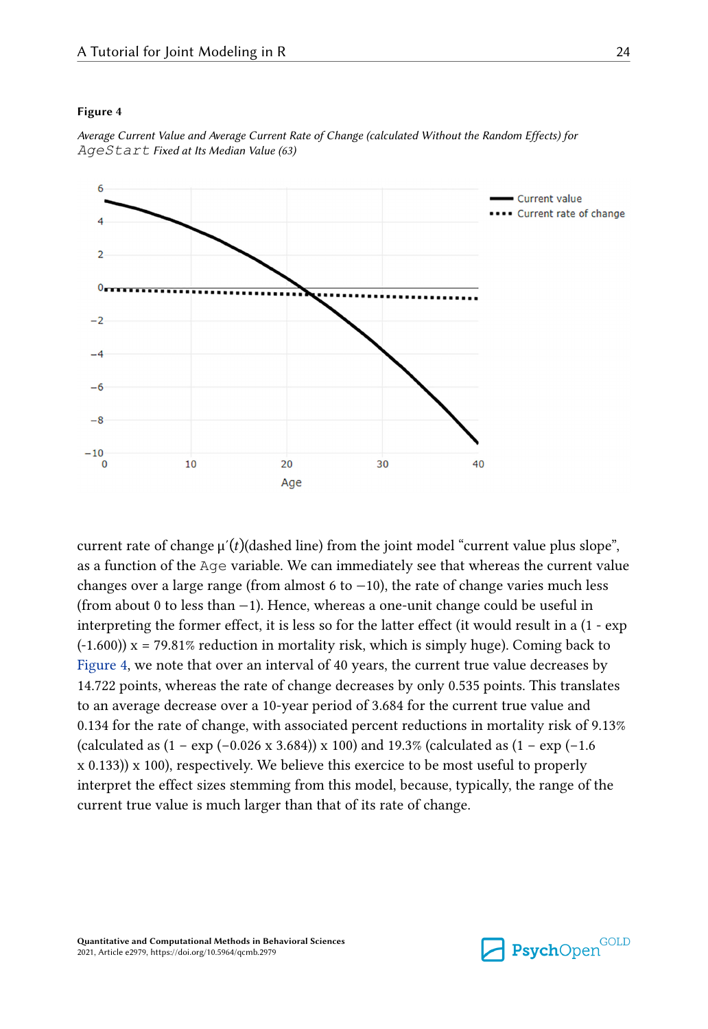**Figure 4**

*Average Current Value and Average Current Rate of Change (calculated Without the Random Effects) for* `AgeStart` *Fixed at Its Median Value (63)*

current rate of change $\mu'(t)$(dashed line) from the joint model "current value plus slope", as a function of the `Age` variable. We can immediately see that whereas the current value changes over a large range (from almost 6 to −10), the rate of change varies much less (from about 0 to less than −1). Hence, whereas a one-unit change could be useful in interpreting the former effect, it is less so for the latter effect (it would result in a (1 - exp (-1.600)) x = 79.81% reduction in mortality risk, which is simply huge). Coming back to Figure 4, we note that over an interval of 40 years, the current true value decreases by 14.722 points, whereas the rate of change decreases by only 0.535 points. This translates to an average decrease over a 10-year period of 3.684 for the current true value and 0.134 for the rate of change, with associated percent reductions in mortality risk of 9.13% (calculated as (1 − exp (−0.026 x 3.684)) x 100) and 19.3% (calculated as (1 − exp (−1.6 x 0.133)) x 100), respectively. We believe this exercice to be most useful to properly interpret the effect sizes stemming from this model, because, typically, the range of the current true value is much larger than that of its rate of change.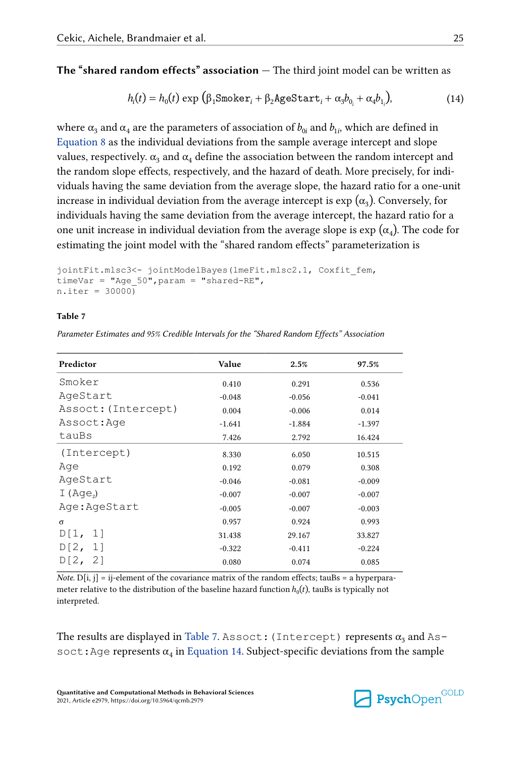**The “shared random effects” association** — The third joint model can be written as

$$h_i(t) = h_0(t)\ \exp\left(\beta_1 \texttt{Smoker}_i + \beta_2 \texttt{AgeStart}_i + \alpha_3 b_{0_i} + \alpha_4 b_{1_i}\right), \tag{14}$$

where $\alpha_3$ and $\alpha_4$ are the parameters of association of $b_{0i}$ and $b_{1i}$, which are defined in Equation 8 as the individual deviations from the sample average intercept and slope values, respectively. $\alpha_3$ and $\alpha_4$ define the association between the random intercept and the random slope effects, respectively, and the hazard of death. More precisely, for individuals having the same deviation from the average slope, the hazard ratio for a one-unit increase in individual deviation from the average intercept is $\exp(\alpha_3)$. Conversely, for individuals having the same deviation from the average intercept, the hazard ratio for a one unit increase in individual deviation from the average slope is $\exp(\alpha_4)$. The code for estimating the joint model with the “shared random effects” parameterization is

```
jointFit.mlsc3<- jointModelBayes(lmeFit.mlsc2.1, Coxfit_fem,
timeVar = "Age_50",param = "shared-RE",
n.iter = 30000)
```

**Table 7**

*Parameter Estimates and 95% Credible Intervals for the “Shared Random Effects” Association*

| Predictor | Value | 2.5% | 97.5% |
|---|---|---|---|
| `Smoker` | 0.410 | 0.291 | 0.536 |
| `AgeStart` | -0.048 | -0.056 | -0.041 |
| `Assoct:(Intercept)` | 0.004 | -0.006 | 0.014 |
| `Assoct:Age` | -1.641 | -1.884 | -1.397 |
| `tauBs` | 7.426 | 2.792 | 16.424 |
| `(Intercept)` | 8.330 | 6.050 | 10.515 |
| `Age` | 0.192 | 0.079 | 0.308 |
| `AgeStart` | -0.046 | -0.081 | -0.009 |
| `I(Age`$_2$`)` | -0.007 | -0.007 | -0.007 |
| `Age:AgeStart` | -0.005 | -0.007 | -0.003 |
| $\sigma$ | 0.957 | 0.924 | 0.993 |
| `D[1, 1]` | 31.438 | 29.167 | 33.827 |
| `D[2, 1]` | -0.322 | -0.411 | -0.224 |
| `D[2, 2]` | 0.080 | 0.074 | 0.085 |

*Note.* D[i, j] = ij-element of the covariance matrix of the random effects; tauBs = a hyperparameter relative to the distribution of the baseline hazard function $h_0(t)$, tauBs is typically not interpreted.

The results are displayed in Table 7. `Assoct:(Intercept)` represents $\alpha_3$ and `Assoct:Age` represents $\alpha_4$ in Equation 14. Subject-specific deviations from the sample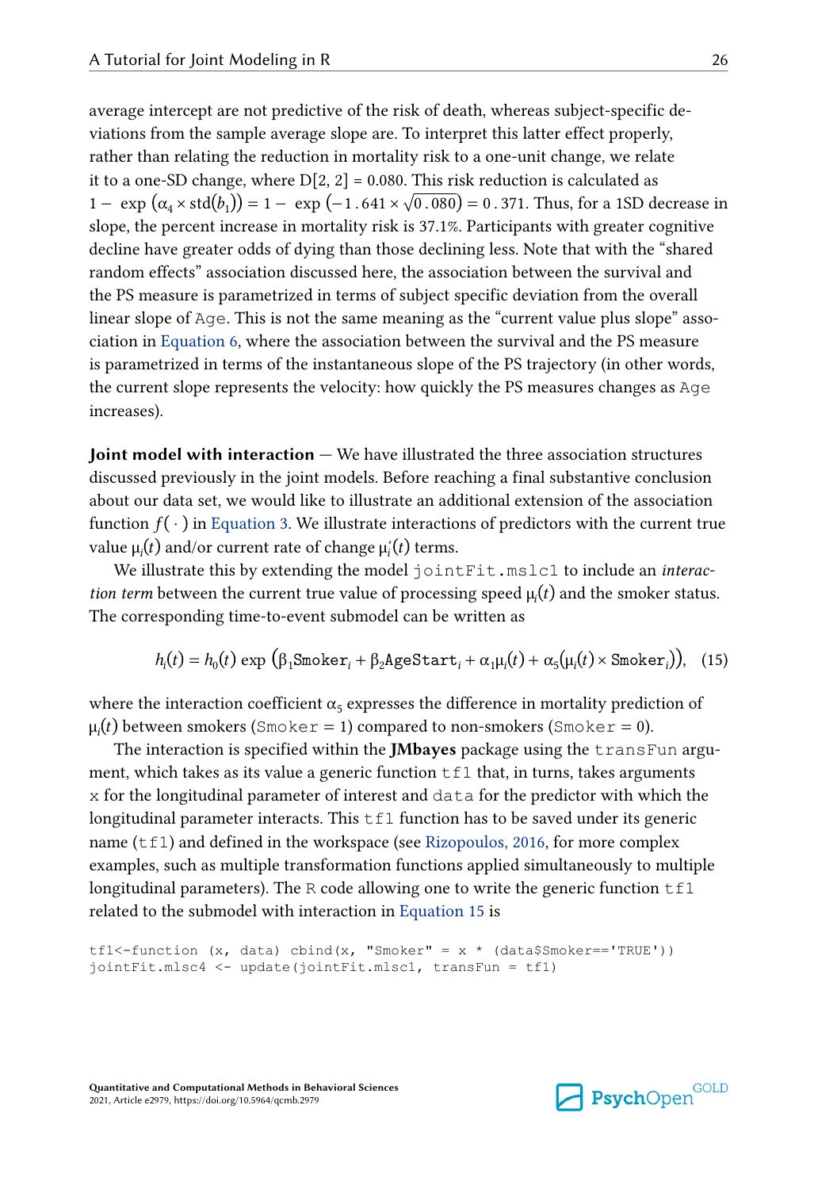average intercept are not predictive of the risk of death, whereas subject-specific deviations from the sample average slope are. To interpret this latter effect properly, rather than relating the reduction in mortality risk to a one-unit change, we relate it to a one-SD change, where D[2, 2] = 0.080. This risk reduction is calculated as $1 - \exp\left(\alpha_4 \times \text{std}(b_1)\right) = 1 - \exp\left(-1.641 \times \sqrt{0.080}\right) = 0.371$. Thus, for a 1SD decrease in slope, the percent increase in mortality risk is 37.1%. Participants with greater cognitive decline have greater odds of dying than those declining less. Note that with the "shared random effects" association discussed here, the association between the survival and the PS measure is parametrized in terms of subject specific deviation from the overall linear slope of `Age`. This is not the same meaning as the "current value plus slope" association in Equation 6, where the association between the survival and the PS measure is parametrized in terms of the instantaneous slope of the PS trajectory (in other words, the current slope represents the velocity: how quickly the PS measures changes as `Age` increases).

**Joint model with interaction** — We have illustrated the three association structures discussed previously in the joint models. Before reaching a final substantive conclusion about our data set, we would like to illustrate an additional extension of the association function $f(\cdot)$ in Equation 3. We illustrate interactions of predictors with the current true value $\mu_i(t)$ and/or current rate of change $\mu_i'(t)$ terms.

We illustrate this by extending the model `jointFit.mslc1` to include an *interaction term* between the current true value of processing speed $\mu_i(t)$ and the smoker status. The corresponding time-to-event submodel can be written as

$$h_i(t) = h_0(t)\ \exp\left(\beta_1 \texttt{Smoker}_i + \beta_2 \texttt{AgeStart}_i + \alpha_1 \mu_i(t) + \alpha_5 (\mu_i(t) \times \texttt{Smoker}_i)\right), \quad (15)$$

where the interaction coefficient $\alpha_5$ expresses the difference in mortality prediction of $\mu_i(t)$ between smokers (`Smoker` = 1) compared to non-smokers (`Smoker` = 0).

The interaction is specified within the **JMbayes** package using the `transFun` argument, which takes as its value a generic function `tf1` that, in turns, takes arguments `x` for the longitudinal parameter of interest and `data` for the predictor with which the longitudinal parameter interacts. This `tf1` function has to be saved under its generic name (`tf1`) and defined in the workspace (see Rizopoulos, 2016, for more complex examples, such as multiple transformation functions applied simultaneously to multiple longitudinal parameters). The R code allowing one to write the generic function `tf1` related to the submodel with interaction in Equation 15 is

```
tf1<-function (x, data) cbind(x, "Smoker" = x * (data$Smoker=='TRUE'))
jointFit.mlsc4 <- update(jointFit.mlsc1, transFun = tf1)
```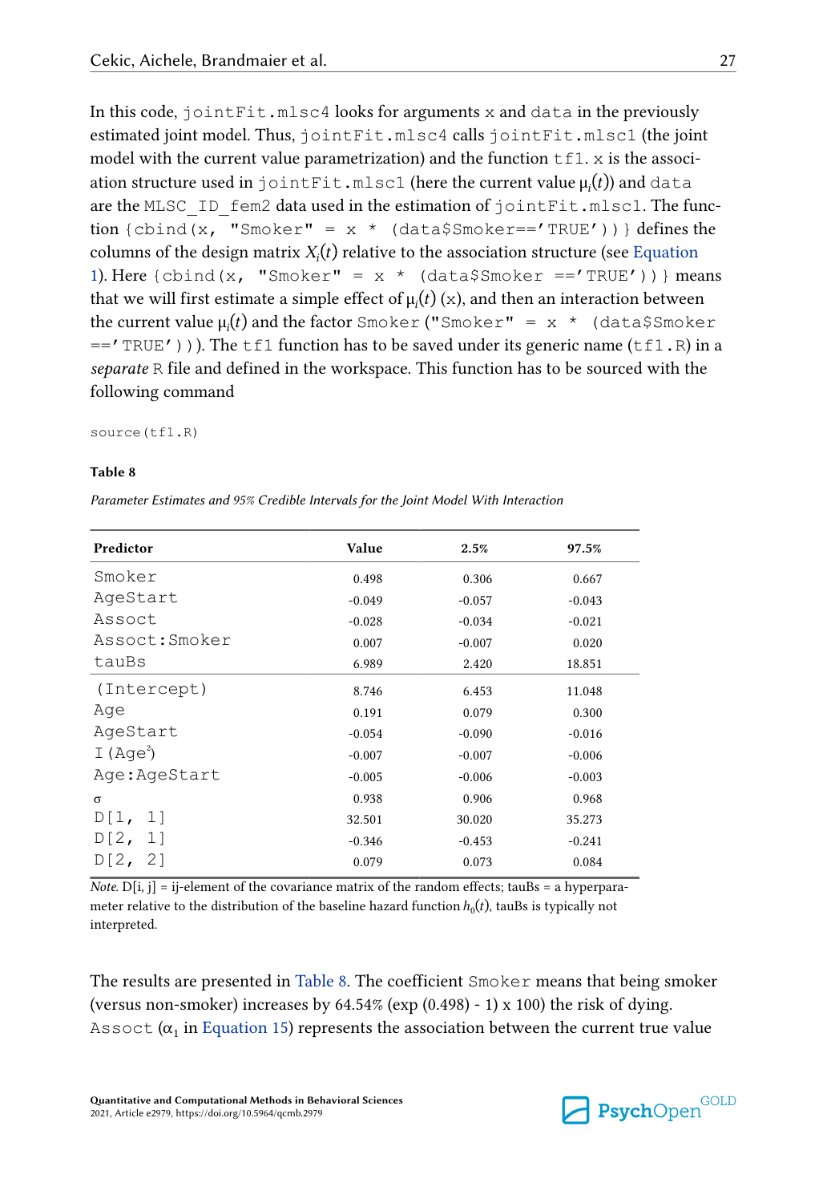In this code, `jointFit.mlsc4` looks for arguments `x` and `data` in the previously estimated joint model. Thus, `jointFit.mlsc4` calls `jointFit.mlsc1` (the joint model with the current value parametrization) and the function `tf1`. `x` is the association structure used in `jointFit.mlsc1` (here the current value $\mu_i(t)$) and `data` are the `MLSC_ID_fem2` data used in the estimation of `jointFit.mlsc1`. The function `{cbind(x, "Smoker" = x * (data$Smoker=='TRUE'))}` defines the columns of the design matrix $X_i(t)$ relative to the association structure (see Equation 1). Here `{cbind(x, "Smoker" = x * (data$Smoker =='TRUE'))}` means that we will first estimate a simple effect of $\mu_i(t)$ (`x`), and then an interaction between the current value $\mu_i(t)$ and the factor `Smoker` (`"Smoker" = x * (data$Smoker =='TRUE')`). The `tf1` function has to be saved under its generic name (`tf1.R`) in a *separate* `R` file and defined in the workspace. This function has to be sourced with the following command

```
source(tf1.R)
```

**Table 8**

*Parameter Estimates and 95% Credible Intervals for the Joint Model With Interaction*

| Predictor | Value | 2.5% | 97.5% |
|---|---|---|---|
| `Smoker` | 0.498 | 0.306 | 0.667 |
| `AgeStart` | -0.049 | -0.057 | -0.043 |
| `Assoct` | -0.028 | -0.034 | -0.021 |
| `Assoct:Smoker` | 0.007 | -0.007 | 0.020 |
| `tauBs` | 6.989 | 2.420 | 18.851 |
| `(Intercept)` | 8.746 | 6.453 | 11.048 |
| `Age` | 0.191 | 0.079 | 0.300 |
| `AgeStart` | -0.054 | -0.090 | -0.016 |
| `I(Age`$^2$`)` | -0.007 | -0.007 | -0.006 |
| `Age:AgeStart` | -0.005 | -0.006 | -0.003 |
| $\sigma$ | 0.938 | 0.906 | 0.968 |
| `D[1, 1]` | 32.501 | 30.020 | 35.273 |
| `D[2, 1]` | -0.346 | -0.453 | -0.241 |
| `D[2, 2]` | 0.079 | 0.073 | 0.084 |

*Note.* D[i, j] = ij-element of the covariance matrix of the random effects; tauBs = a hyperparameter relative to the distribution of the baseline hazard function $h_0(t)$, tauBs is typically not interpreted.

The results are presented in Table 8. The coefficient `Smoker` means that being smoker (versus non-smoker) increases by 64.54% (exp (0.498) - 1) x 100) the risk of dying. `Assoct` ($\alpha_1$ in Equation 15) represents the association between the current true value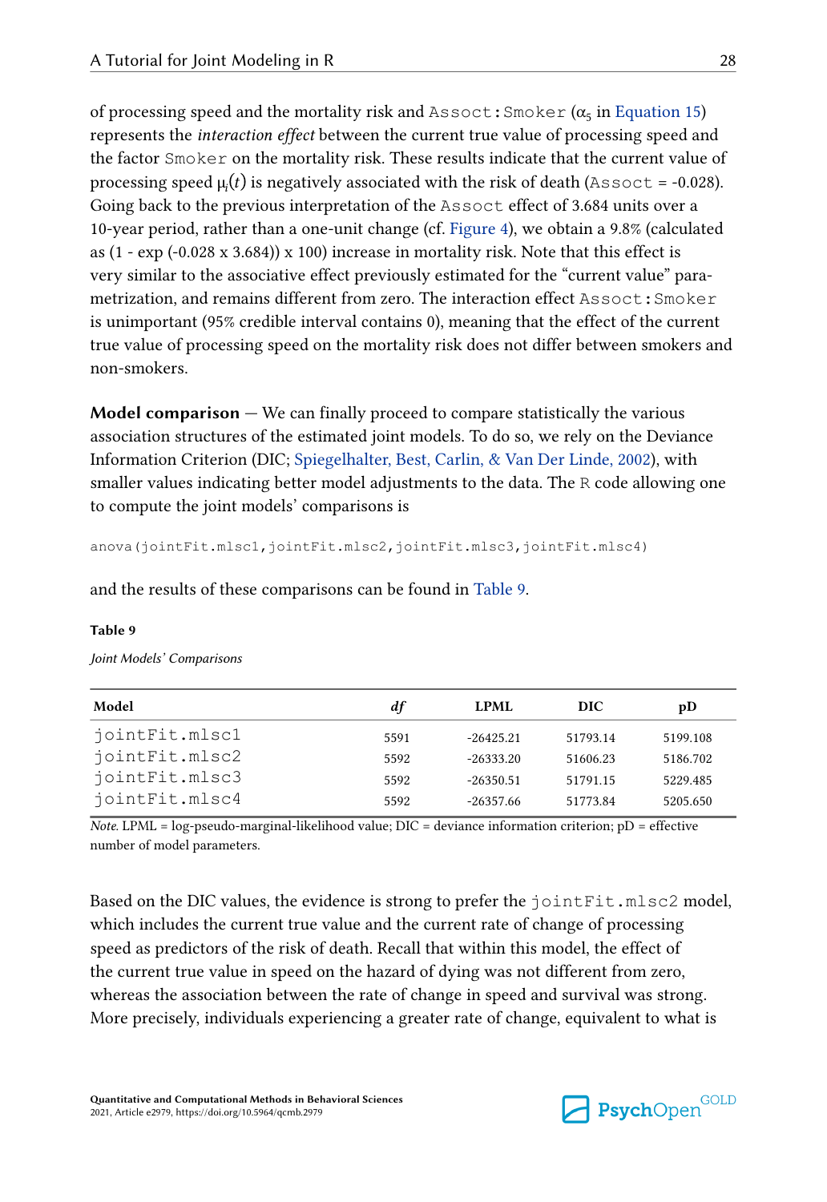of processing speed and the mortality risk and `Assoct:Smoker` ($\alpha_5$ in Equation 15) represents the *interaction effect* between the current true value of processing speed and the factor `Smoker` on the mortality risk. These results indicate that the current value of processing speed $\mu_i(t)$ is negatively associated with the risk of death (`Assoct` = -0.028). Going back to the previous interpretation of the `Assoct` effect of 3.684 units over a 10-year period, rather than a one-unit change (cf. Figure 4), we obtain a 9.8% (calculated as (1 - exp (-0.028 x 3.684)) x 100) increase in mortality risk. Note that this effect is very similar to the associative effect previously estimated for the "current value" parametrization, and remains different from zero. The interaction effect `Assoct:Smoker` is unimportant (95% credible interval contains 0), meaning that the effect of the current true value of processing speed on the mortality risk does not differ between smokers and non-smokers.

**Model comparison** — We can finally proceed to compare statistically the various association structures of the estimated joint models. To do so, we rely on the Deviance Information Criterion (DIC; Spiegelhalter, Best, Carlin, & Van Der Linde, 2002), with smaller values indicating better model adjustments to the data. The `R` code allowing one to compute the joint models' comparisons is

```
anova(jointFit.mlsc1,jointFit.mlsc2,jointFit.mlsc3,jointFit.mlsc4)
```

and the results of these comparisons can be found in Table 9.

**Table 9**

*Joint Models' Comparisons*

| Model | *df* | LPML | DIC | pD |
|---|---|---|---|---|
| `jointFit.mlsc1` | 5591 | -26425.21 | 51793.14 | 5199.108 |
| `jointFit.mlsc2` | 5592 | -26333.20 | 51606.23 | 5186.702 |
| `jointFit.mlsc3` | 5592 | -26350.51 | 51791.15 | 5229.485 |
| `jointFit.mlsc4` | 5592 | -26357.66 | 51773.84 | 5205.650 |

*Note.* LPML = log-pseudo-marginal-likelihood value; DIC = deviance information criterion; pD = effective number of model parameters.

Based on the DIC values, the evidence is strong to prefer the `jointFit.mlsc2` model, which includes the current true value and the current rate of change of processing speed as predictors of the risk of death. Recall that within this model, the effect of the current true value in speed on the hazard of dying was not different from zero, whereas the association between the rate of change in speed and survival was strong. More precisely, individuals experiencing a greater rate of change, equivalent to what is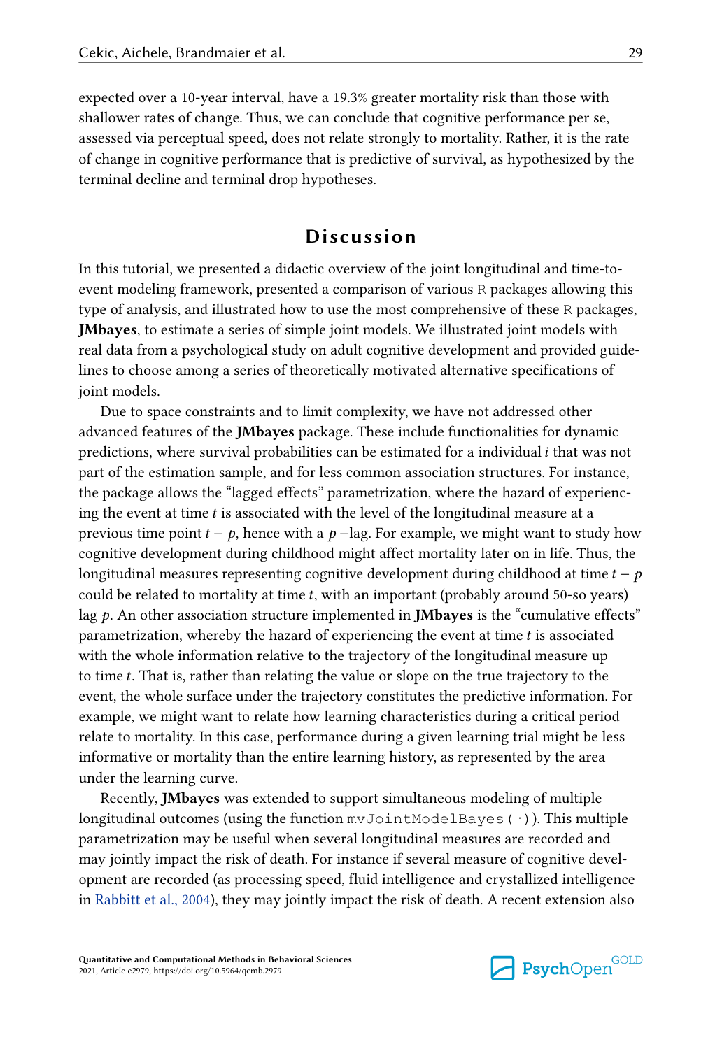expected over a 10-year interval, have a 19.3% greater mortality risk than those with shallower rates of change. Thus, we can conclude that cognitive performance per se, assessed via perceptual speed, does not relate strongly to mortality. Rather, it is the rate of change in cognitive performance that is predictive of survival, as hypothesized by the terminal decline and terminal drop hypotheses.

# Discussion

In this tutorial, we presented a didactic overview of the joint longitudinal and time-to-event modeling framework, presented a comparison of various `R` packages allowing this type of analysis, and illustrated how to use the most comprehensive of these `R` packages, **JMbayes**, to estimate a series of simple joint models. We illustrated joint models with real data from a psychological study on adult cognitive development and provided guidelines to choose among a series of theoretically motivated alternative specifications of joint models.

Due to space constraints and to limit complexity, we have not addressed other advanced features of the **JMbayes** package. These include functionalities for dynamic predictions, where survival probabilities can be estimated for a individual $i$ that was not part of the estimation sample, and for less common association structures. For instance, the package allows the "lagged effects" parametrization, where the hazard of experiencing the event at time $t$ is associated with the level of the longitudinal measure at a previous time point $t - p$, hence with a $p$ −lag. For example, we might want to study how cognitive development during childhood might affect mortality later on in life. Thus, the longitudinal measures representing cognitive development during childhood at time $t - p$ could be related to mortality at time $t$, with an important (probably around 50-so years) lag $p$. An other association structure implemented in **JMbayes** is the "cumulative effects" parametrization, whereby the hazard of experiencing the event at time $t$ is associated with the whole information relative to the trajectory of the longitudinal measure up to time $t$. That is, rather than relating the value or slope on the true trajectory to the event, the whole surface under the trajectory constitutes the predictive information. For example, we might want to relate how learning characteristics during a critical period relate to mortality. In this case, performance during a given learning trial might be less informative or mortality than the entire learning history, as represented by the area under the learning curve.

Recently, **JMbayes** was extended to support simultaneous modeling of multiple longitudinal outcomes (using the function `mvJointModelBayes(·)`). This multiple parametrization may be useful when several longitudinal measures are recorded and may jointly impact the risk of death. For instance if several measure of cognitive development are recorded (as processing speed, fluid intelligence and crystallized intelligence in Rabbitt et al., 2004), they may jointly impact the risk of death. A recent extension also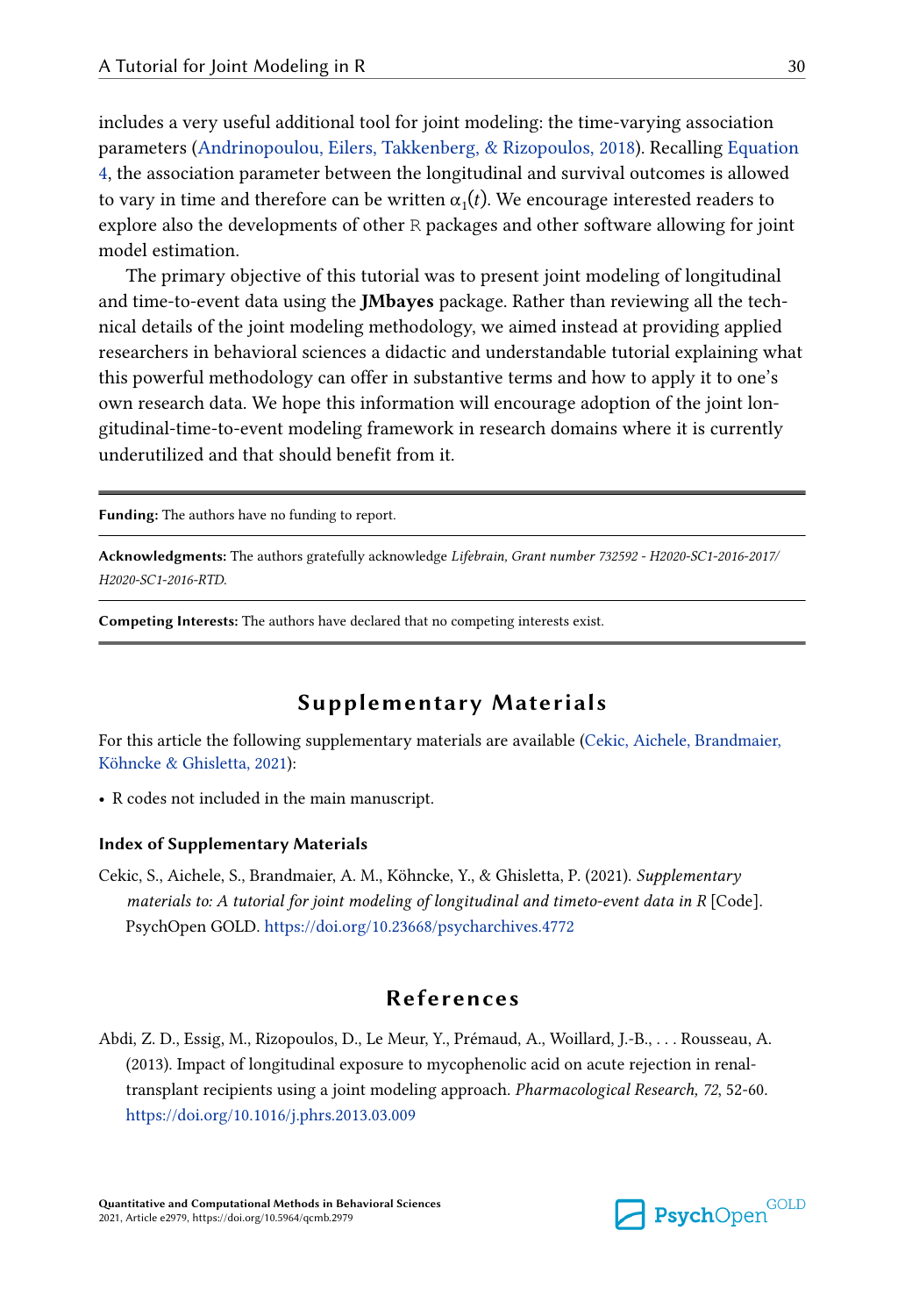includes a very useful additional tool for joint modeling: the time-varying association parameters (Andrinopoulou, Eilers, Takkenberg, & Rizopoulos, 2018). Recalling Equation 4, the association parameter between the longitudinal and survival outcomes is allowed to vary in time and therefore can be written $\alpha_1(t)$. We encourage interested readers to explore also the developments of other R packages and other software allowing for joint model estimation.

The primary objective of this tutorial was to present joint modeling of longitudinal and time-to-event data using the **JMbayes** package. Rather than reviewing all the technical details of the joint modeling methodology, we aimed instead at providing applied researchers in behavioral sciences a didactic and understandable tutorial explaining what this powerful methodology can offer in substantive terms and how to apply it to one's own research data. We hope this information will encourage adoption of the joint longitudinal-time-to-event modeling framework in research domains where it is currently underutilized and that should benefit from it.

---

**Funding:** The authors have no funding to report.

**Acknowledgments:** The authors gratefully acknowledge *Lifebrain, Grant number 732592 - H2020-SC1-2016-2017/H2020-SC1-2016-RTD.*

**Competing Interests:** The authors have declared that no competing interests exist.

---

## Supplementary Materials

For this article the following supplementary materials are available (Cekic, Aichele, Brandmaier, Köhncke & Ghisletta, 2021):

- R codes not included in the main manuscript.

### Index of Supplementary Materials

Cekic, S., Aichele, S., Brandmaier, A. M., Köhncke, Y., & Ghisletta, P. (2021). *Supplementary materials to: A tutorial for joint modeling of longitudinal and timeto-event data in R* [Code]. PsychOpen GOLD. https://doi.org/10.23668/psycharchives.4772

## References

Abdi, Z. D., Essig, M., Rizopoulos, D., Le Meur, Y., Prémaud, A., Woillard, J.-B., . . . Rousseau, A. (2013). Impact of longitudinal exposure to mycophenolic acid on acute rejection in renal-transplant recipients using a joint modeling approach. *Pharmacological Research, 72*, 52-60. https://doi.org/10.1016/j.phrs.2013.03.009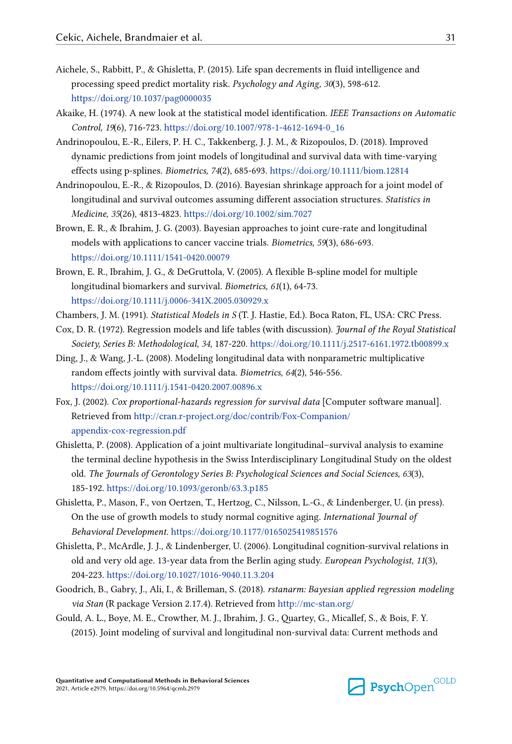Aichele, S., Rabbitt, P., & Ghisletta, P. (2015). Life span decrements in fluid intelligence and processing speed predict mortality risk. *Psychology and Aging, 30*(3), 598-612. https://doi.org/10.1037/pag0000035

Akaike, H. (1974). A new look at the statistical model identification. *IEEE Transactions on Automatic Control, 19*(6), 716-723. https://doi.org/10.1007/978-1-4612-1694-0_16

Andrinopoulou, E.-R., Eilers, P. H. C., Takkenberg, J. J. M., & Rizopoulos, D. (2018). Improved dynamic predictions from joint models of longitudinal and survival data with time-varying effects using p-splines. *Biometrics, 74*(2), 685-693. https://doi.org/10.1111/biom.12814

Andrinopoulou, E.-R., & Rizopoulos, D. (2016). Bayesian shrinkage approach for a joint model of longitudinal and survival outcomes assuming different association structures. *Statistics in Medicine, 35*(26), 4813-4823. https://doi.org/10.1002/sim.7027

Brown, E. R., & Ibrahim, J. G. (2003). Bayesian approaches to joint cure-rate and longitudinal models with applications to cancer vaccine trials. *Biometrics, 59*(3), 686-693. https://doi.org/10.1111/1541-0420.00079

Brown, E. R., Ibrahim, J. G., & DeGruttola, V. (2005). A flexible B-spline model for multiple longitudinal biomarkers and survival. *Biometrics, 61*(1), 64-73. https://doi.org/10.1111/j.0006-341X.2005.030929.x

Chambers, J. M. (1991). *Statistical Models in S* (T. J. Hastie, Ed.). Boca Raton, FL, USA: CRC Press.

Cox, D. R. (1972). Regression models and life tables (with discussion). *Journal of the Royal Statistical Society, Series B: Methodological, 34*, 187-220. https://doi.org/10.1111/j.2517-6161.1972.tb00899.x

Ding, J., & Wang, J.-L. (2008). Modeling longitudinal data with nonparametric multiplicative random effects jointly with survival data. *Biometrics, 64*(2), 546-556. https://doi.org/10.1111/j.1541-0420.2007.00896.x

Fox, J. (2002). *Cox proportional-hazards regression for survival data* [Computer software manual]. Retrieved from http://cran.r-project.org/doc/contrib/Fox-Companion/appendix-cox-regression.pdf

Ghisletta, P. (2008). Application of a joint multivariate longitudinal–survival analysis to examine the terminal decline hypothesis in the Swiss Interdisciplinary Longitudinal Study on the oldest old. *The Journals of Gerontology Series B: Psychological Sciences and Social Sciences, 63*(3), 185-192. https://doi.org/10.1093/geronb/63.3.p185

Ghisletta, P., Mason, F., von Oertzen, T., Hertzog, C., Nilsson, L.-G., & Lindenberger, U. (in press). On the use of growth models to study normal cognitive aging. *International Journal of Behavioral Development*. https://doi.org/10.1177/0165025419851576

Ghisletta, P., McArdle, J. J., & Lindenberger, U. (2006). Longitudinal cognition-survival relations in old and very old age. 13-year data from the Berlin aging study. *European Psychologist, 11*(3), 204-223. https://doi.org/10.1027/1016-9040.11.3.204

Goodrich, B., Gabry, J., Ali, I., & Brilleman, S. (2018). *rstanarm: Bayesian applied regression modeling via Stan* (R package Version 2.17.4). Retrieved from http://mc-stan.org/

Gould, A. L., Boye, M. E., Crowther, M. J., Ibrahim, J. G., Quartey, G., Micallef, S., & Bois, F. Y. (2015). Joint modeling of survival and longitudinal non-survival data: Current methods and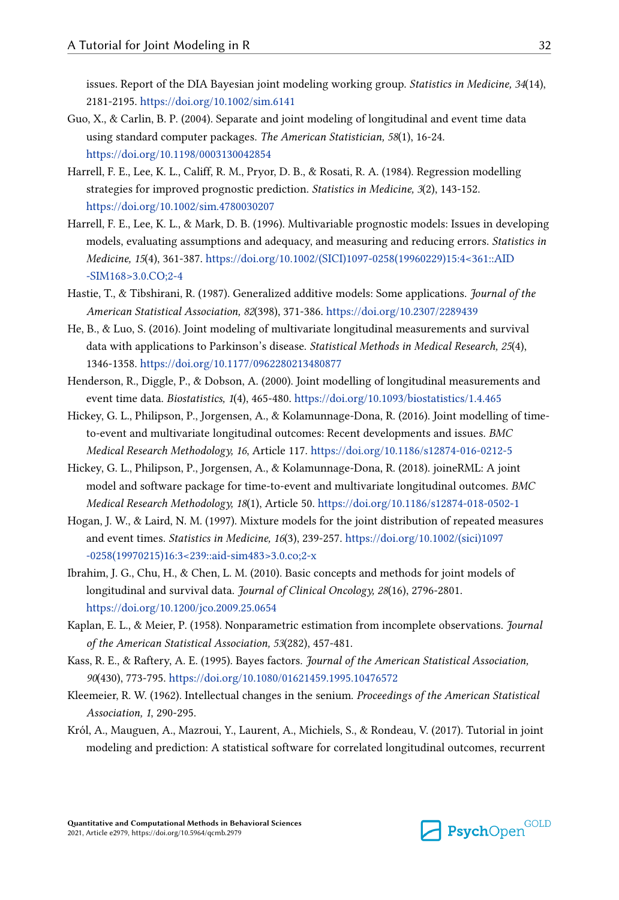issues. Report of the DIA Bayesian joint modeling working group. *Statistics in Medicine, 34*(14), 2181-2195. https://doi.org/10.1002/sim.6141

Guo, X., & Carlin, B. P. (2004). Separate and joint modeling of longitudinal and event time data using standard computer packages. *The American Statistician, 58*(1), 16-24. https://doi.org/10.1198/0003130042854

Harrell, F. E., Lee, K. L., Califf, R. M., Pryor, D. B., & Rosati, R. A. (1984). Regression modelling strategies for improved prognostic prediction. *Statistics in Medicine, 3*(2), 143-152. https://doi.org/10.1002/sim.4780030207

Harrell, F. E., Lee, K. L., & Mark, D. B. (1996). Multivariable prognostic models: Issues in developing models, evaluating assumptions and adequacy, and measuring and reducing errors. *Statistics in Medicine, 15*(4), 361-387. https://doi.org/10.1002/(SICI)1097-0258(19960229)15:4<361::AID-SIM168>3.0.CO;2-4

Hastie, T., & Tibshirani, R. (1987). Generalized additive models: Some applications. *Journal of the American Statistical Association, 82*(398), 371-386. https://doi.org/10.2307/2289439

He, B., & Luo, S. (2016). Joint modeling of multivariate longitudinal measurements and survival data with applications to Parkinson's disease. *Statistical Methods in Medical Research, 25*(4), 1346-1358. https://doi.org/10.1177/0962280213480877

Henderson, R., Diggle, P., & Dobson, A. (2000). Joint modelling of longitudinal measurements and event time data. *Biostatistics, 1*(4), 465-480. https://doi.org/10.1093/biostatistics/1.4.465

Hickey, G. L., Philipson, P., Jorgensen, A., & Kolamunnage-Dona, R. (2016). Joint modelling of time-to-event and multivariate longitudinal outcomes: Recent developments and issues. *BMC Medical Research Methodology, 16*, Article 117. https://doi.org/10.1186/s12874-016-0212-5

Hickey, G. L., Philipson, P., Jorgensen, A., & Kolamunnage-Dona, R. (2018). joineRML: A joint model and software package for time-to-event and multivariate longitudinal outcomes. *BMC Medical Research Methodology, 18*(1), Article 50. https://doi.org/10.1186/s12874-018-0502-1

Hogan, J. W., & Laird, N. M. (1997). Mixture models for the joint distribution of repeated measures and event times. *Statistics in Medicine, 16*(3), 239-257. https://doi.org/10.1002/(sici)1097-0258(19970215)16:3<239::aid-sim483>3.0.co;2-x

Ibrahim, J. G., Chu, H., & Chen, L. M. (2010). Basic concepts and methods for joint models of longitudinal and survival data. *Journal of Clinical Oncology, 28*(16), 2796-2801. https://doi.org/10.1200/jco.2009.25.0654

Kaplan, E. L., & Meier, P. (1958). Nonparametric estimation from incomplete observations. *Journal of the American Statistical Association, 53*(282), 457-481.

Kass, R. E., & Raftery, A. E. (1995). Bayes factors. *Journal of the American Statistical Association, 90*(430), 773-795. https://doi.org/10.1080/01621459.1995.10476572

Kleemeier, R. W. (1962). Intellectual changes in the senium. *Proceedings of the American Statistical Association, 1*, 290-295.

Król, A., Mauguen, A., Mazroui, Y., Laurent, A., Michiels, S., & Rondeau, V. (2017). Tutorial in joint modeling and prediction: A statistical software for correlated longitudinal outcomes, recurrent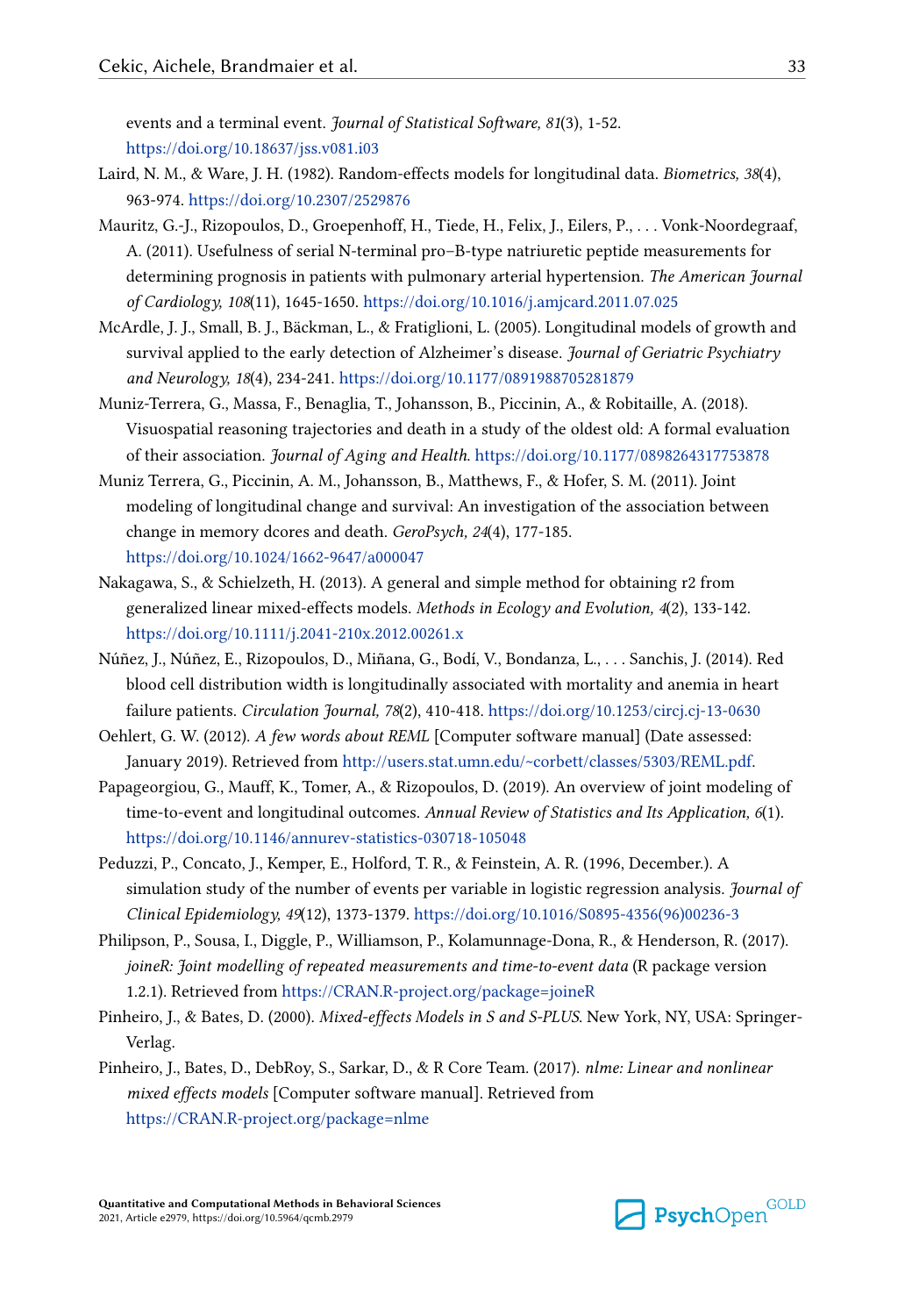events and a terminal event. *Journal of Statistical Software, 81*(3), 1-52. https://doi.org/10.18637/jss.v081.i03

Laird, N. M., & Ware, J. H. (1982). Random-effects models for longitudinal data. *Biometrics, 38*(4), 963-974. https://doi.org/10.2307/2529876

Mauritz, G.-J., Rizopoulos, D., Groepenhoff, H., Tiede, H., Felix, J., Eilers, P., . . . Vonk-Noordegraaf, A. (2011). Usefulness of serial N-terminal pro–B-type natriuretic peptide measurements for determining prognosis in patients with pulmonary arterial hypertension. *The American Journal of Cardiology, 108*(11), 1645-1650. https://doi.org/10.1016/j.amjcard.2011.07.025

McArdle, J. J., Small, B. J., Bäckman, L., & Fratiglioni, L. (2005). Longitudinal models of growth and survival applied to the early detection of Alzheimer's disease. *Journal of Geriatric Psychiatry and Neurology, 18*(4), 234-241. https://doi.org/10.1177/0891988705281879

Muniz-Terrera, G., Massa, F., Benaglia, T., Johansson, B., Piccinin, A., & Robitaille, A. (2018). Visuospatial reasoning trajectories and death in a study of the oldest old: A formal evaluation of their association. *Journal of Aging and Health*. https://doi.org/10.1177/0898264317753878

Muniz Terrera, G., Piccinin, A. M., Johansson, B., Matthews, F., & Hofer, S. M. (2011). Joint modeling of longitudinal change and survival: An investigation of the association between change in memory dcores and death. *GeroPsych, 24*(4), 177-185. https://doi.org/10.1024/1662-9647/a000047

Nakagawa, S., & Schielzeth, H. (2013). A general and simple method for obtaining r2 from generalized linear mixed-effects models. *Methods in Ecology and Evolution, 4*(2), 133-142. https://doi.org/10.1111/j.2041-210x.2012.00261.x

Núñez, J., Núñez, E., Rizopoulos, D., Miñana, G., Bodí, V., Bondanza, L., . . . Sanchis, J. (2014). Red blood cell distribution width is longitudinally associated with mortality and anemia in heart failure patients. *Circulation Journal, 78*(2), 410-418. https://doi.org/10.1253/circj.cj-13-0630

Oehlert, G. W. (2012). *A few words about REML* [Computer software manual] (Date assessed: January 2019). Retrieved from http://users.stat.umn.edu/~corbett/classes/5303/REML.pdf.

Papageorgiou, G., Mauff, K., Tomer, A., & Rizopoulos, D. (2019). An overview of joint modeling of time-to-event and longitudinal outcomes. *Annual Review of Statistics and Its Application, 6*(1). https://doi.org/10.1146/annurev-statistics-030718-105048

Peduzzi, P., Concato, J., Kemper, E., Holford, T. R., & Feinstein, A. R. (1996, December.). A simulation study of the number of events per variable in logistic regression analysis. *Journal of Clinical Epidemiology, 49*(12), 1373-1379. https://doi.org/10.1016/S0895-4356(96)00236-3

Philipson, P., Sousa, I., Diggle, P., Williamson, P., Kolamunnage-Dona, R., & Henderson, R. (2017). *joineR: Joint modelling of repeated measurements and time-to-event data* (R package version 1.2.1). Retrieved from https://CRAN.R-project.org/package=joineR

Pinheiro, J., & Bates, D. (2000). *Mixed-effects Models in S and S-PLUS*. New York, NY, USA: Springer-Verlag.

Pinheiro, J., Bates, D., DebRoy, S., Sarkar, D., & R Core Team. (2017). *nlme: Linear and nonlinear mixed effects models* [Computer software manual]. Retrieved from https://CRAN.R-project.org/package=nlme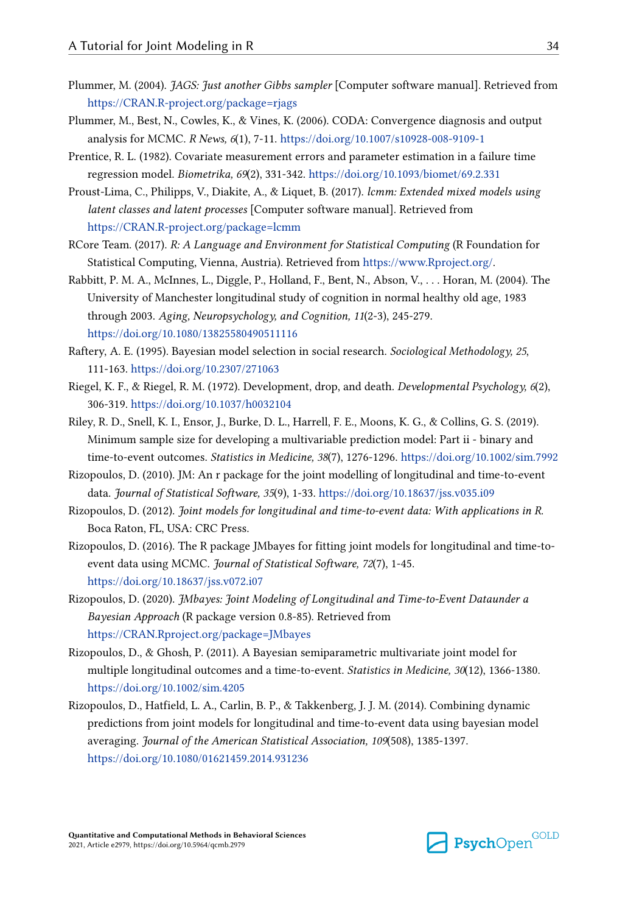Plummer, M. (2004). *JAGS: Just another Gibbs sampler* [Computer software manual]. Retrieved from https://CRAN.R-project.org/package=rjags

Plummer, M., Best, N., Cowles, K., & Vines, K. (2006). CODA: Convergence diagnosis and output analysis for MCMC. *R News, 6*(1), 7-11. https://doi.org/10.1007/s10928-008-9109-1

Prentice, R. L. (1982). Covariate measurement errors and parameter estimation in a failure time regression model. *Biometrika, 69*(2), 331-342. https://doi.org/10.1093/biomet/69.2.331

Proust-Lima, C., Philipps, V., Diakite, A., & Liquet, B. (2017). *lcmm: Extended mixed models using latent classes and latent processes* [Computer software manual]. Retrieved from https://CRAN.R-project.org/package=lcmm

RCore Team. (2017). *R: A Language and Environment for Statistical Computing* (R Foundation for Statistical Computing, Vienna, Austria). Retrieved from https://www.Rproject.org/.

Rabbitt, P. M. A., McInnes, L., Diggle, P., Holland, F., Bent, N., Abson, V., . . . Horan, M. (2004). The University of Manchester longitudinal study of cognition in normal healthy old age, 1983 through 2003. *Aging, Neuropsychology, and Cognition, 11*(2-3), 245-279. https://doi.org/10.1080/13825580490511116

Raftery, A. E. (1995). Bayesian model selection in social research. *Sociological Methodology, 25*, 111-163. https://doi.org/10.2307/271063

Riegel, K. F., & Riegel, R. M. (1972). Development, drop, and death. *Developmental Psychology, 6*(2), 306-319. https://doi.org/10.1037/h0032104

Riley, R. D., Snell, K. I., Ensor, J., Burke, D. L., Harrell, F. E., Moons, K. G., & Collins, G. S. (2019). Minimum sample size for developing a multivariable prediction model: Part ii - binary and time-to-event outcomes. *Statistics in Medicine, 38*(7), 1276-1296. https://doi.org/10.1002/sim.7992

Rizopoulos, D. (2010). JM: An r package for the joint modelling of longitudinal and time-to-event data. *Journal of Statistical Software, 35*(9), 1-33. https://doi.org/10.18637/jss.v035.i09

Rizopoulos, D. (2012). *Joint models for longitudinal and time-to-event data: With applications in R.* Boca Raton, FL, USA: CRC Press.

Rizopoulos, D. (2016). The R package JMbayes for fitting joint models for longitudinal and time-to-event data using MCMC. *Journal of Statistical Software, 72*(7), 1-45. https://doi.org/10.18637/jss.v072.i07

Rizopoulos, D. (2020). *JMbayes: Joint Modeling of Longitudinal and Time-to-Event Dataunder a Bayesian Approach* (R package version 0.8-85). Retrieved from https://CRAN.Rproject.org/package=JMbayes

Rizopoulos, D., & Ghosh, P. (2011). A Bayesian semiparametric multivariate joint model for multiple longitudinal outcomes and a time-to-event. *Statistics in Medicine, 30*(12), 1366-1380. https://doi.org/10.1002/sim.4205

Rizopoulos, D., Hatfield, L. A., Carlin, B. P., & Takkenberg, J. J. M. (2014). Combining dynamic predictions from joint models for longitudinal and time-to-event data using bayesian model averaging. *Journal of the American Statistical Association, 109*(508), 1385-1397. https://doi.org/10.1080/01621459.2014.931236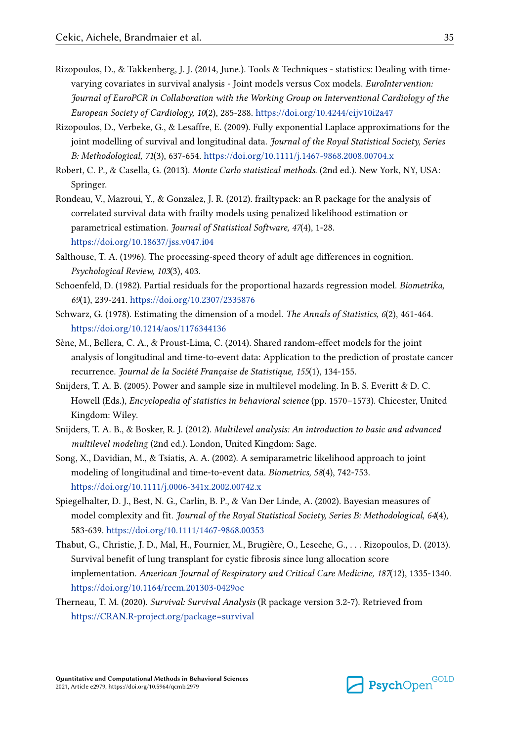Rizopoulos, D., & Takkenberg, J. J. (2014, June.). Tools & Techniques - statistics: Dealing with time-varying covariates in survival analysis - Joint models versus Cox models. *EuroIntervention: Journal of EuroPCR in Collaboration with the Working Group on Interventional Cardiology of the European Society of Cardiology, 10*(2), 285-288. https://doi.org/10.4244/eijv10i2a47

Rizopoulos, D., Verbeke, G., & Lesaffre, E. (2009). Fully exponential Laplace approximations for the joint modelling of survival and longitudinal data. *Journal of the Royal Statistical Society, Series B: Methodological, 71*(3), 637-654. https://doi.org/10.1111/j.1467-9868.2008.00704.x

Robert, C. P., & Casella, G. (2013). *Monte Carlo statistical methods.* (2nd ed.). New York, NY, USA: Springer.

Rondeau, V., Mazroui, Y., & Gonzalez, J. R. (2012). frailtypack: an R package for the analysis of correlated survival data with frailty models using penalized likelihood estimation or parametrical estimation. *Journal of Statistical Software, 47*(4), 1-28. https://doi.org/10.18637/jss.v047.i04

Salthouse, T. A. (1996). The processing-speed theory of adult age differences in cognition. *Psychological Review, 103*(3), 403.

Schoenfeld, D. (1982). Partial residuals for the proportional hazards regression model. *Biometrika, 69*(1), 239-241. https://doi.org/10.2307/2335876

Schwarz, G. (1978). Estimating the dimension of a model. *The Annals of Statistics, 6*(2), 461-464. https://doi.org/10.1214/aos/1176344136

Sène, M., Bellera, C. A., & Proust-Lima, C. (2014). Shared random-effect models for the joint analysis of longitudinal and time-to-event data: Application to the prediction of prostate cancer recurrence. *Journal de la Société Française de Statistique, 155*(1), 134-155.

Snijders, T. A. B. (2005). Power and sample size in multilevel modeling. In B. S. Everitt & D. C. Howell (Eds.), *Encyclopedia of statistics in behavioral science* (pp. 1570–1573). Chicester, United Kingdom: Wiley.

Snijders, T. A. B., & Bosker, R. J. (2012). *Multilevel analysis: An introduction to basic and advanced multilevel modeling* (2nd ed.). London, United Kingdom: Sage.

Song, X., Davidian, M., & Tsiatis, A. A. (2002). A semiparametric likelihood approach to joint modeling of longitudinal and time-to-event data. *Biometrics, 58*(4), 742-753. https://doi.org/10.1111/j.0006-341x.2002.00742.x

Spiegelhalter, D. J., Best, N. G., Carlin, B. P., & Van Der Linde, A. (2002). Bayesian measures of model complexity and fit. *Journal of the Royal Statistical Society, Series B: Methodological, 64*(4), 583-639. https://doi.org/10.1111/1467-9868.00353

Thabut, G., Christie, J. D., Mal, H., Fournier, M., Brugière, O., Leseche, G., . . . Rizopoulos, D. (2013). Survival benefit of lung transplant for cystic fibrosis since lung allocation score implementation. *American Journal of Respiratory and Critical Care Medicine, 187*(12), 1335-1340. https://doi.org/10.1164/rccm.201303-0429oc

Therneau, T. M. (2020). *Survival: Survival Analysis* (R package version 3.2-7). Retrieved from https://CRAN.R-project.org/package=survival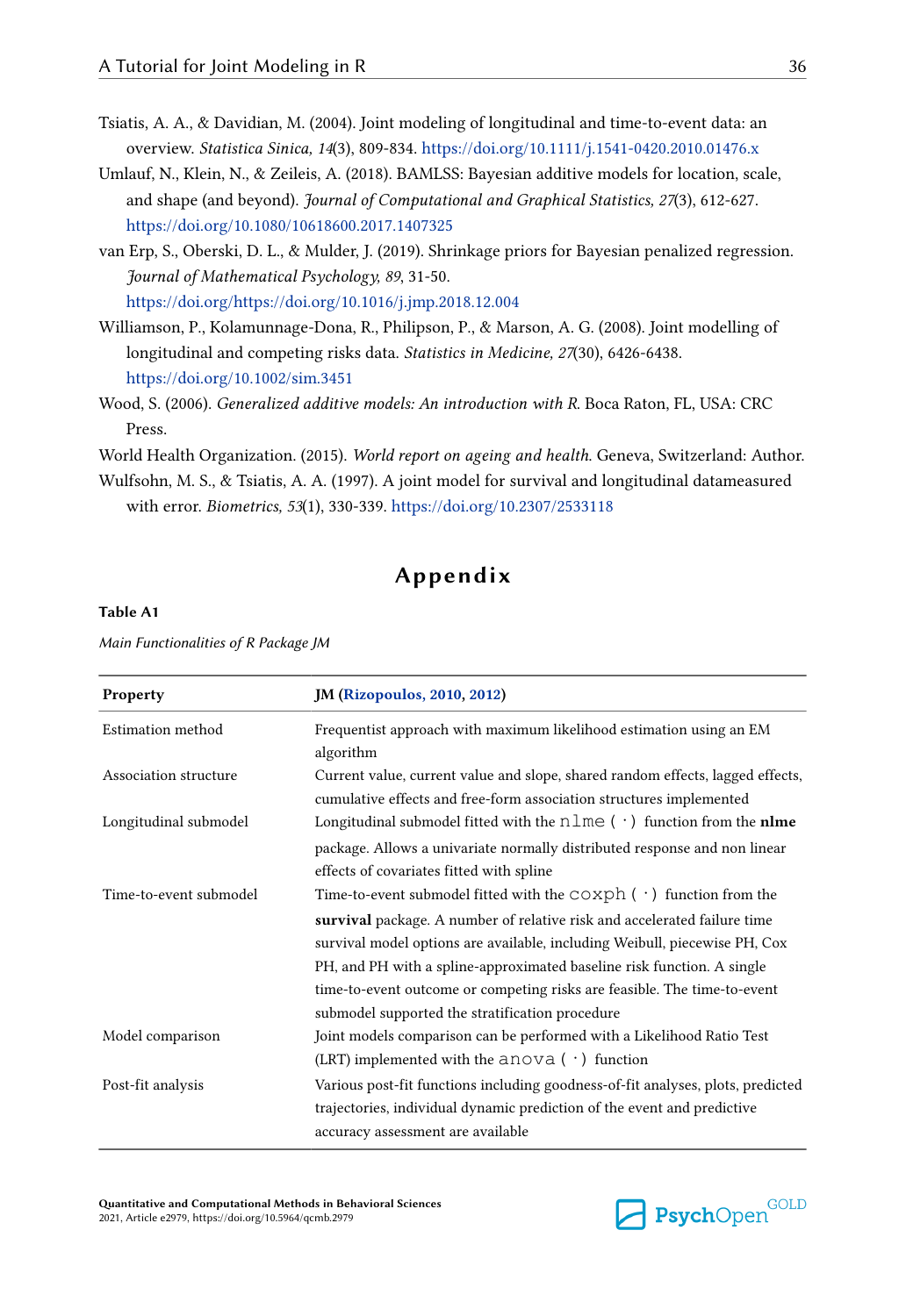Tsiatis, A. A., & Davidian, M. (2004). Joint modeling of longitudinal and time-to-event data: an overview. *Statistica Sinica, 14*(3), 809-834. https://doi.org/10.1111/j.1541-0420.2010.01476.x

Umlauf, N., Klein, N., & Zeileis, A. (2018). BAMLSS: Bayesian additive models for location, scale, and shape (and beyond). *Journal of Computational and Graphical Statistics, 27*(3), 612-627. https://doi.org/10.1080/10618600.2017.1407325

van Erp, S., Oberski, D. L., & Mulder, J. (2019). Shrinkage priors for Bayesian penalized regression. *Journal of Mathematical Psychology, 89*, 31-50. https://doi.org/https://doi.org/10.1016/j.jmp.2018.12.004

Williamson, P., Kolamunnage-Dona, R., Philipson, P., & Marson, A. G. (2008). Joint modelling of longitudinal and competing risks data. *Statistics in Medicine, 27*(30), 6426-6438. https://doi.org/10.1002/sim.3451

Wood, S. (2006). *Generalized additive models: An introduction with R*. Boca Raton, FL, USA: CRC Press.

World Health Organization. (2015). *World report on ageing and health*. Geneva, Switzerland: Author.

Wulfsohn, M. S., & Tsiatis, A. A. (1997). A joint model for survival and longitudinal datameasured with error. *Biometrics, 53*(1), 330-339. https://doi.org/10.2307/2533118

# Appendix

**Table A1**

*Main Functionalities of R Package JM*

| **Property** | **JM (Rizopoulos, 2010, 2012)** |
|---|---|
| Estimation method | Frequentist approach with maximum likelihood estimation using an EM algorithm |
| Association structure | Current value, current value and slope, shared random effects, lagged effects, cumulative effects and free-form association structures implemented |
| Longitudinal submodel | Longitudinal submodel fitted with the `nlme(·)` function from the **nlme** package. Allows a univariate normally distributed response and non linear effects of covariates fitted with spline |
| Time-to-event submodel | Time-to-event submodel fitted with the `coxph(·)` function from the **survival** package. A number of relative risk and accelerated failure time survival model options are available, including Weibull, piecewise PH, Cox PH, and PH with a spline-approximated baseline risk function. A single time-to-event outcome or competing risks are feasible. The time-to-event submodel supported the stratification procedure |
| Model comparison | Joint models comparison can be performed with a Likelihood Ratio Test (LRT) implemented with the `anova(·)` function |
| Post-fit analysis | Various post-fit functions including goodness-of-fit analyses, plots, predicted trajectories, individual dynamic prediction of the event and predictive accuracy assessment are available |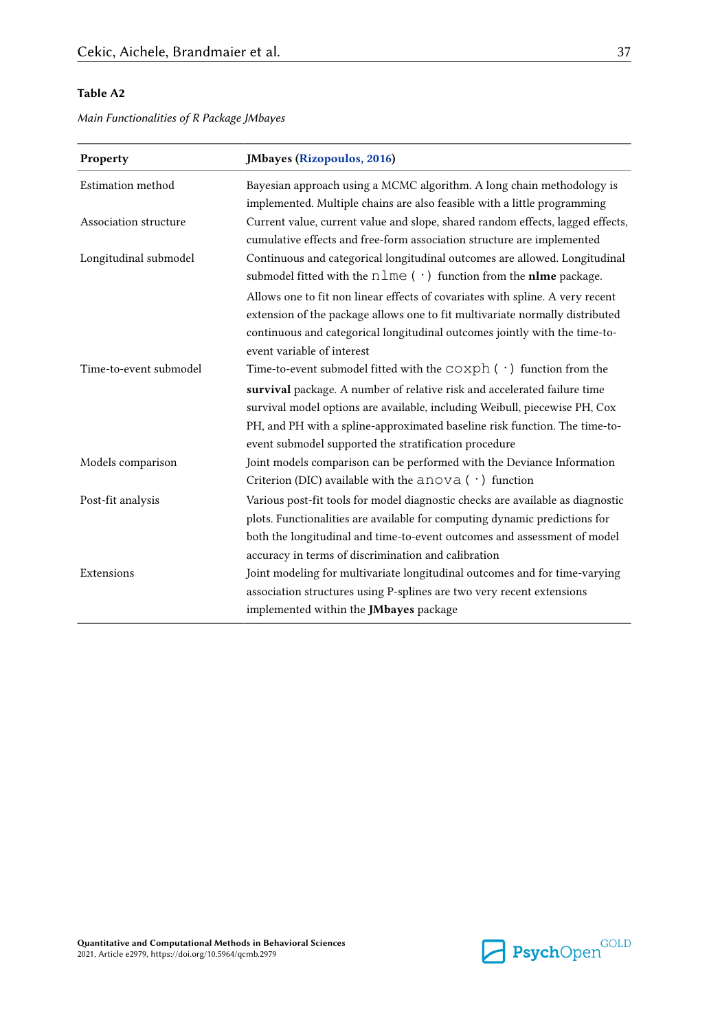**Table A2**

*Main Functionalities of R Package JMbayes*

| Property | JMbayes (Rizopoulos, 2016) |
|---|---|
| Estimation method | Bayesian approach using a MCMC algorithm. A long chain methodology is implemented. Multiple chains are also feasible with a little programming |
| Association structure | Current value, current value and slope, shared random effects, lagged effects, cumulative effects and free-form association structure are implemented |
| Longitudinal submodel | Continuous and categorical longitudinal outcomes are allowed. Longitudinal submodel fitted with the `nlme(·)` function from the **nlme** package. Allows one to fit non linear effects of covariates with spline. A very recent extension of the package allows one to fit multivariate normally distributed continuous and categorical longitudinal outcomes jointly with the time-to-event variable of interest |
| Time-to-event submodel | Time-to-event submodel fitted with the `coxph(·)` function from the **survival** package. A number of relative risk and accelerated failure time survival model options are available, including Weibull, piecewise PH, Cox PH, and PH with a spline-approximated baseline risk function. The time-to-event submodel supported the stratification procedure |
| Models comparison | Joint models comparison can be performed with the Deviance Information Criterion (DIC) available with the `anova(·)` function |
| Post-fit analysis | Various post-fit tools for model diagnostic checks are available as diagnostic plots. Functionalities are available for computing dynamic predictions for both the longitudinal and time-to-event outcomes and assessment of model accuracy in terms of discrimination and calibration |
| Extensions | Joint modeling for multivariate longitudinal outcomes and for time-varying association structures using P-splines are two very recent extensions implemented within the **JMbayes** package |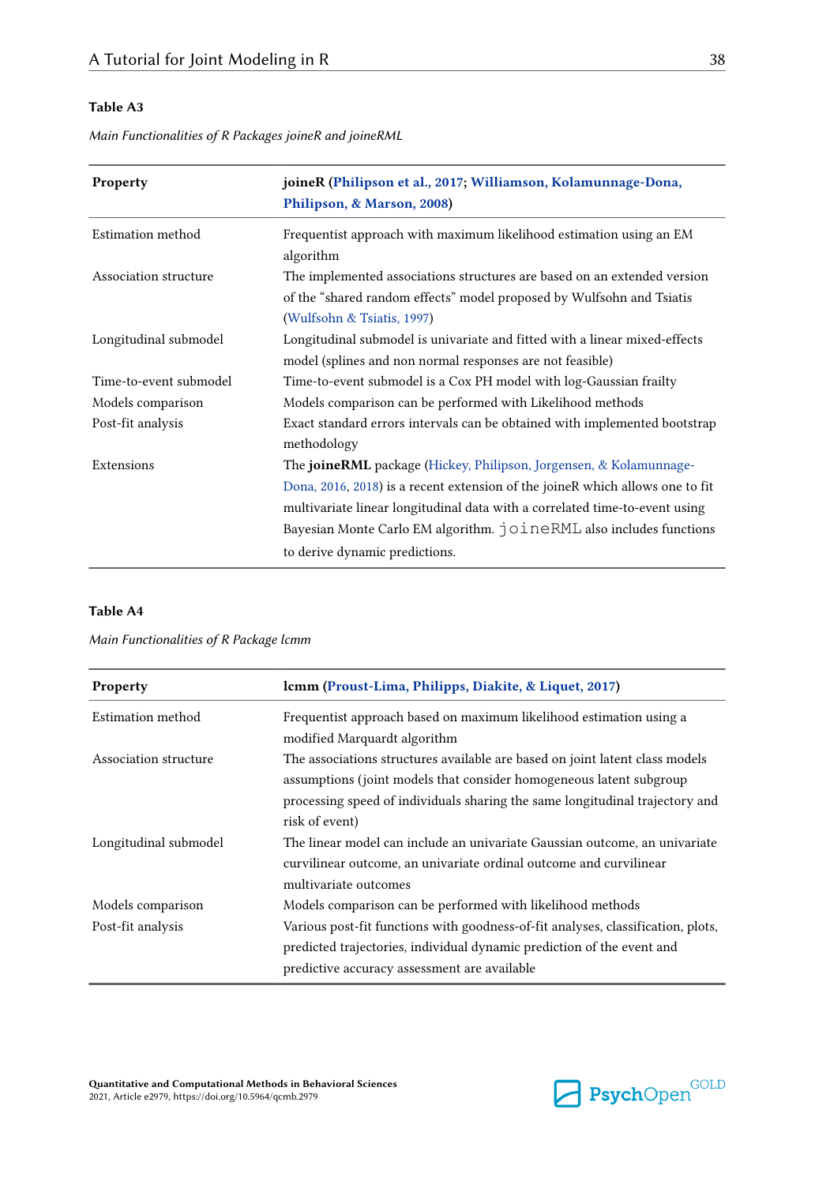**Table A3**

*Main Functionalities of R Packages joineR and joineRML*

| Property | **joineR** (Philipson et al., 2017; Williamson, Kolamunnage-Dona, Philipson, & Marson, 2008) |
|---|---|
| Estimation method | Frequentist approach with maximum likelihood estimation using an EM algorithm |
| Association structure | The implemented associations structures are based on an extended version of the "shared random effects" model proposed by Wulfsohn and Tsiatis (Wulfsohn & Tsiatis, 1997) |
| Longitudinal submodel | Longitudinal submodel is univariate and fitted with a linear mixed-effects model (splines and non normal responses are not feasible) |
| Time-to-event submodel | Time-to-event submodel is a Cox PH model with log-Gaussian frailty |
| Models comparison | Models comparison can be performed with Likelihood methods |
| Post-fit analysis | Exact standard errors intervals can be obtained with implemented bootstrap methodology |
| Extensions | The **joineRML** package (Hickey, Philipson, Jorgensen, & Kolamunnage-Dona, 2016, 2018) is a recent extension of the joineR which allows one to fit multivariate linear longitudinal data with a correlated time-to-event using Bayesian Monte Carlo EM algorithm. `joineRML` also includes functions to derive dynamic predictions. |

**Table A4**

*Main Functionalities of R Package lcmm*

| Property | **lcmm** (Proust-Lima, Philipps, Diakite, & Liquet, 2017) |
|---|---|
| Estimation method | Frequentist approach based on maximum likelihood estimation using a modified Marquardt algorithm |
| Association structure | The associations structures available are based on joint latent class models assumptions (joint models that consider homogeneous latent subgroup processing speed of individuals sharing the same longitudinal trajectory and risk of event) |
| Longitudinal submodel | The linear model can include an univariate Gaussian outcome, an univariate curvilinear outcome, an univariate ordinal outcome and curvilinear multivariate outcomes |
| Models comparison | Models comparison can be performed with likelihood methods |
| Post-fit analysis | Various post-fit functions with goodness-of-fit analyses, classification, plots, predicted trajectories, individual dynamic prediction of the event and predictive accuracy assessment are available |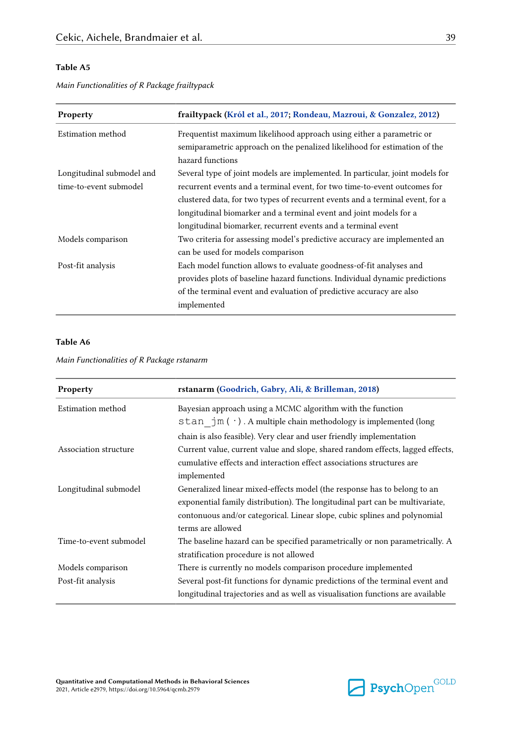**Table A5**

*Main Functionalities of R Package frailtypack*

| **Property** | **frailtypack (Król et al., 2017; Rondeau, Mazroui, & Gonzalez, 2012)** |
|---|---|
| Estimation method | Frequentist maximum likelihood approach using either a parametric or semiparametric approach on the penalized likelihood for estimation of the hazard functions |
| Longitudinal submodel and time-to-event submodel | Several type of joint models are implemented. In particular, joint models for recurrent events and a terminal event, for two time-to-event outcomes for clustered data, for two types of recurrent events and a terminal event, for a longitudinal biomarker and a terminal event and joint models for a longitudinal biomarker, recurrent events and a terminal event |
| Models comparison | Two criteria for assessing model's predictive accuracy are implemented an can be used for models comparison |
| Post-fit analysis | Each model function allows to evaluate goodness-of-fit analyses and provides plots of baseline hazard functions. Individual dynamic predictions of the terminal event and evaluation of predictive accuracy are also implemented |

**Table A6**

*Main Functionalities of R Package rstanarm*

| **Property** | **rstanarm (Goodrich, Gabry, Ali, & Brilleman, 2018)** |
|---|---|
| Estimation method | Bayesian approach using a MCMC algorithm with the function `stan_jm(·)`. A multiple chain methodology is implemented (long chain is also feasible). Very clear and user friendly implementation |
| Association structure | Current value, current value and slope, shared random effects, lagged effects, cumulative effects and interaction effect associations structures are implemented |
| Longitudinal submodel | Generalized linear mixed-effects model (the response has to belong to an exponential family distribution). The longitudinal part can be multivariate, contonuous and/or categorical. Linear slope, cubic splines and polynomial terms are allowed |
| Time-to-event submodel | The baseline hazard can be specified parametrically or non parametrically. A stratification procedure is not allowed |
| Models comparison | There is currently no models comparison procedure implemented |
| Post-fit analysis | Several post-fit functions for dynamic predictions of the terminal event and longitudinal trajectories and as well as visualisation functions are available |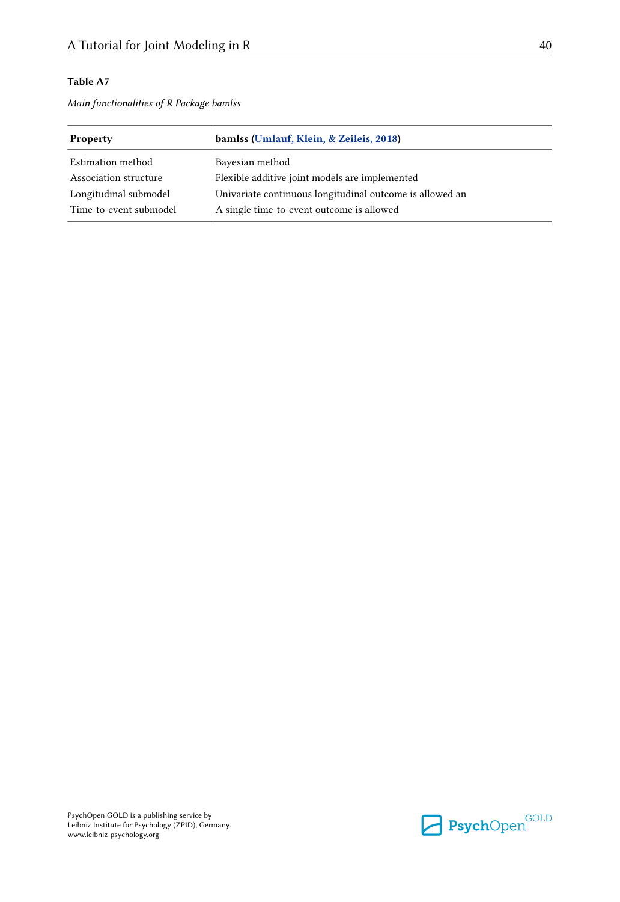**Table A7**

*Main functionalities of R Package bamlss*

| Property | bamlss (Umlauf, Klein, & Zeileis, 2018) |
|---|---|
| Estimation method | Bayesian method |
| Association structure | Flexible additive joint models are implemented |
| Longitudinal submodel | Univariate continuous longitudinal outcome is allowed an |
| Time-to-event submodel | A single time-to-event outcome is allowed |